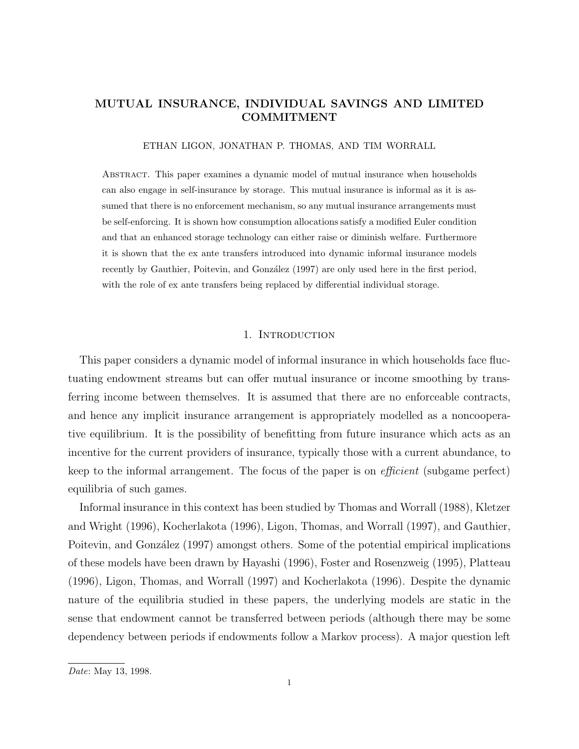# MUTUAL INSURANCE, INDIVIDUAL SAVINGS AND LIMITED COMMITMENT

ETHAN LIGON, JONATHAN P. THOMAS, AND TIM WORRALL

Abstract. This paper examines a dynamic model of mutual insurance when households can also engage in self-insurance by storage. This mutual insurance is informal as it is assumed that there is no enforcement mechanism, so any mutual insurance arrangements must be self-enforcing. It is shown how consumption allocations satisfy a modified Euler condition and that an enhanced storage technology can either raise or diminish welfare. Furthermore it is shown that the ex ante transfers introduced into dynamic informal insurance models recently by Gauthier, Poitevin, and González (1997) are only used here in the first period, with the role of ex ante transfers being replaced by differential individual storage.

## 1. Introduction

This paper considers a dynamic model of informal insurance in which households face fluctuating endowment streams but can offer mutual insurance or income smoothing by transferring income between themselves. It is assumed that there are no enforceable contracts, and hence any implicit insurance arrangement is appropriately modelled as a noncooperative equilibrium. It is the possibility of benefitting from future insurance which acts as an incentive for the current providers of insurance, typically those with a current abundance, to keep to the informal arrangement. The focus of the paper is on *efficient* (subgame perfect) equilibria of such games.

Informal insurance in this context has been studied by Thomas and Worrall (1988), Kletzer and Wright (1996), Kocherlakota (1996), Ligon, Thomas, and Worrall (1997), and Gauthier, Poitevin, and González (1997) amongst others. Some of the potential empirical implications of these models have been drawn by Hayashi (1996), Foster and Rosenzweig (1995), Platteau (1996), Ligon, Thomas, and Worrall (1997) and Kocherlakota (1996). Despite the dynamic nature of the equilibria studied in these papers, the underlying models are static in the sense that endowment cannot be transferred between periods (although there may be some dependency between periods if endowments follow a Markov process). A major question left

*Date*: May 13, 1998.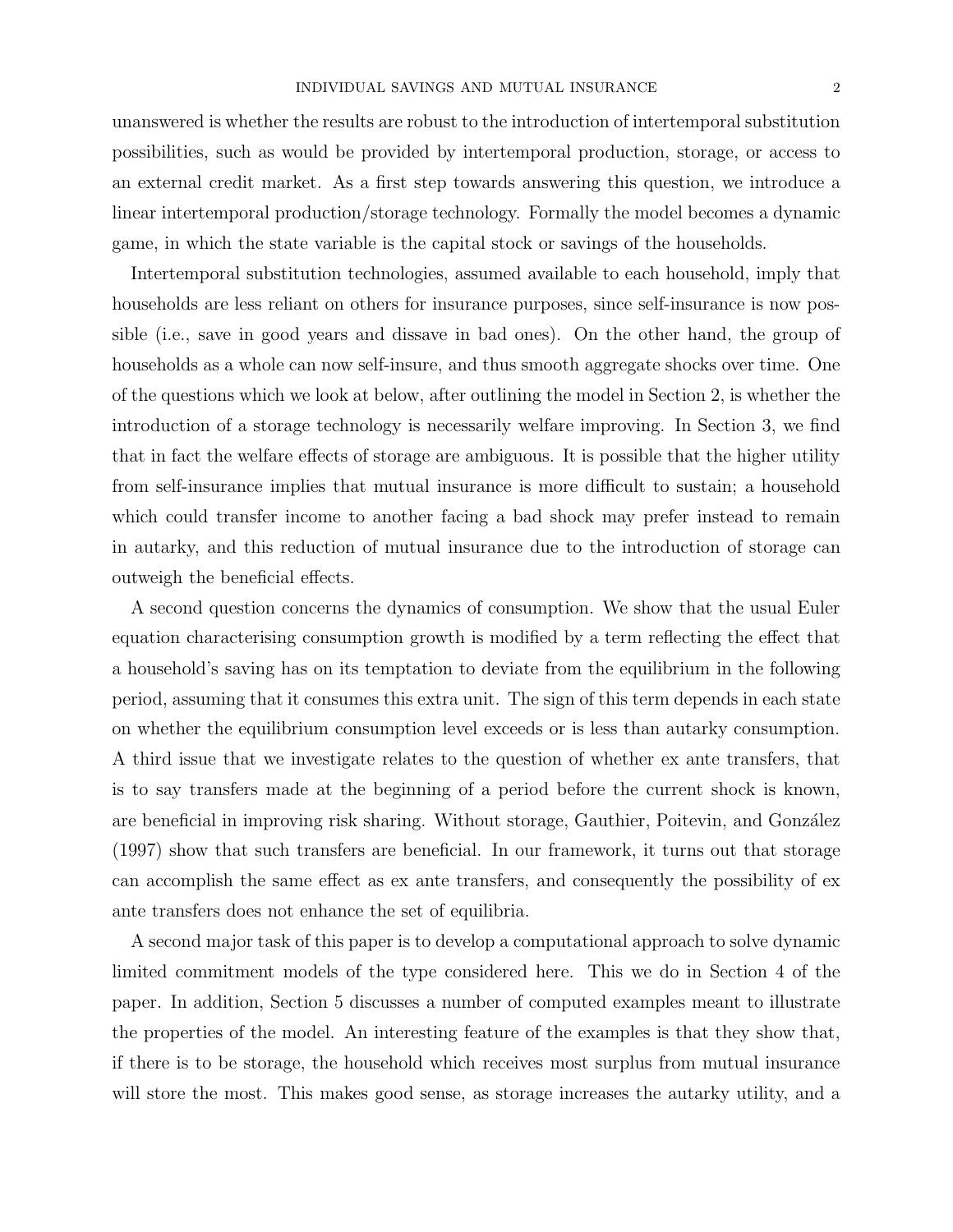unanswered is whether the results are robust to the introduction of intertemporal substitution possibilities, such as would be provided by intertemporal production, storage, or access to an external credit market. As a first step towards answering this question, we introduce a linear intertemporal production/storage technology. Formally the model becomes a dynamic game, in which the state variable is the capital stock or savings of the households.

Intertemporal substitution technologies, assumed available to each household, imply that households are less reliant on others for insurance purposes, since self-insurance is now possible (i.e., save in good years and dissave in bad ones). On the other hand, the group of households as a whole can now self-insure, and thus smooth aggregate shocks over time. One of the questions which we look at below, after outlining the model in Section 2, is whether the introduction of a storage technology is necessarily welfare improving. In Section 3, we find that in fact the welfare effects of storage are ambiguous. It is possible that the higher utility from self-insurance implies that mutual insurance is more difficult to sustain; a household which could transfer income to another facing a bad shock may prefer instead to remain in autarky, and this reduction of mutual insurance due to the introduction of storage can outweigh the beneficial effects.

A second question concerns the dynamics of consumption. We show that the usual Euler equation characterising consumption growth is modified by a term reflecting the effect that a household's saving has on its temptation to deviate from the equilibrium in the following period, assuming that it consumes this extra unit. The sign of this term depends in each state on whether the equilibrium consumption level exceeds or is less than autarky consumption. A third issue that we investigate relates to the question of whether ex ante transfers, that is to say transfers made at the beginning of a period before the current shock is known, are beneficial in improving risk sharing. Without storage, Gauthier, Poitevin, and González (1997) show that such transfers are beneficial. In our framework, it turns out that storage can accomplish the same effect as ex ante transfers, and consequently the possibility of ex ante transfers does not enhance the set of equilibria.

A second major task of this paper is to develop a computational approach to solve dynamic limited commitment models of the type considered here. This we do in Section 4 of the paper. In addition, Section 5 discusses a number of computed examples meant to illustrate the properties of the model. An interesting feature of the examples is that they show that, if there is to be storage, the household which receives most surplus from mutual insurance will store the most. This makes good sense, as storage increases the autarky utility, and a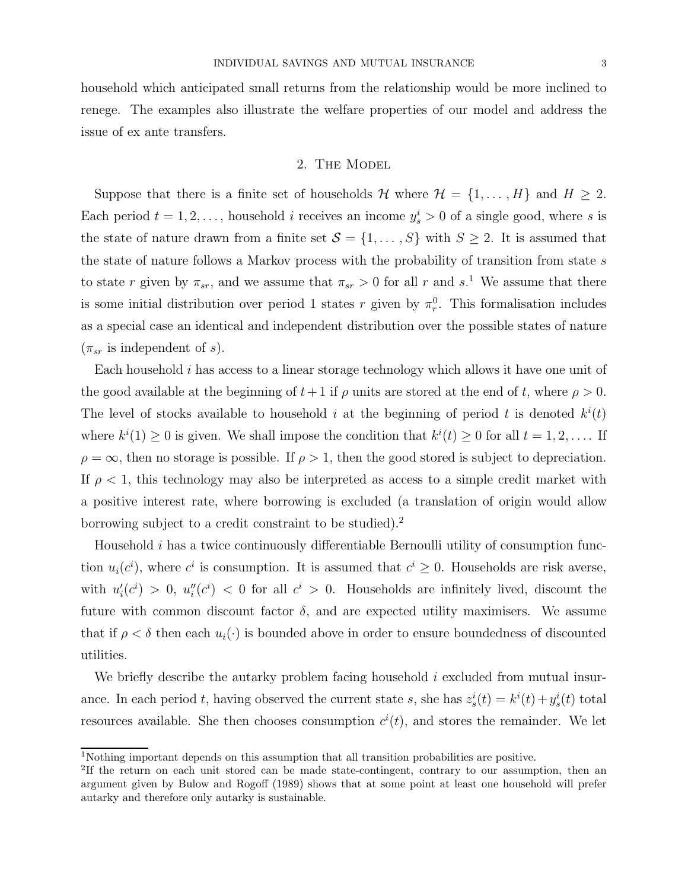household which anticipated small returns from the relationship would be more inclined to renege. The examples also illustrate the welfare properties of our model and address the issue of ex ante transfers.

## 2. The Model

Suppose that there is a finite set of households $\mathcal{H}$ where $\mathcal{H} = \{1, \ldots, H\}$ and $H \geq 2$. Each period $t = 1, 2, \ldots$, household $i$ receives an income $y_s^i > 0$ of a single good, where $s$ is the state of nature drawn from a finite set $\mathcal{S} = \{1, \ldots, S\}$ with $S \geq 2$. It is assumed that the state of nature follows a Markov process with the probability of transition from state $s$ to state $r$ given by $\pi_{sr}$, and we assume that $\pi_{sr} > 0$ for all $r$ and $s$.[1] We assume that there is some initial distribution over period 1 states $r$ given by $\pi_r^0$. This formalisation includes as a special case an identical and independent distribution over the possible states of nature ($\pi_{sr}$ is independent of $s$).

Each household $i$ has access to a linear storage technology which allows it have one unit of the good available at the beginning of $t+1$ if $\rho$ units are stored at the end of $t$, where $\rho > 0$. The level of stocks available to household $i$ at the beginning of period $t$ is denoted $k^i(t)$ where $k^i(1) \geq 0$ is given. We shall impose the condition that $k^i(t) \geq 0$ for all $t = 1, 2, \ldots$. If $\rho = \infty$, then no storage is possible. If $\rho > 1$, then the good stored is subject to depreciation. If $\rho < 1$, this technology may also be interpreted as access to a simple credit market with a positive interest rate, where borrowing is excluded (a translation of origin would allow borrowing subject to a credit constraint to be studied).[2]

Household $i$ has a twice continuously differentiable Bernoulli utility of consumption function $u_i(c^i)$, where $c^i$ is consumption. It is assumed that $c^i \geq 0$. Households are risk averse, with $u_i'(c^i) > 0$, $u_i''(c^i) < 0$ for all $c^i > 0$. Households are infinitely lived, discount the future with common discount factor $\delta$, and are expected utility maximisers. We assume that if $\rho < \delta$ then each $u_i(\cdot)$ is bounded above in order to ensure boundedness of discounted utilities.

We briefly describe the autarky problem facing household $i$ excluded from mutual insurance. In each period $t$, having observed the current state $s$, she has $z_s^i(t) = k^i(t) + y_s^i(t)$ total resources available. She then chooses consumption $c^i(t)$, and stores the remainder. We let

---

[1] Nothing important depends on this assumption that all transition probabilities are positive.

[2] If the return on each unit stored can be made state-contingent, contrary to our assumption, then an argument given by Bulow and Rogoff (1989) shows that at some point at least one household will prefer autarky and therefore only autarky is sustainable.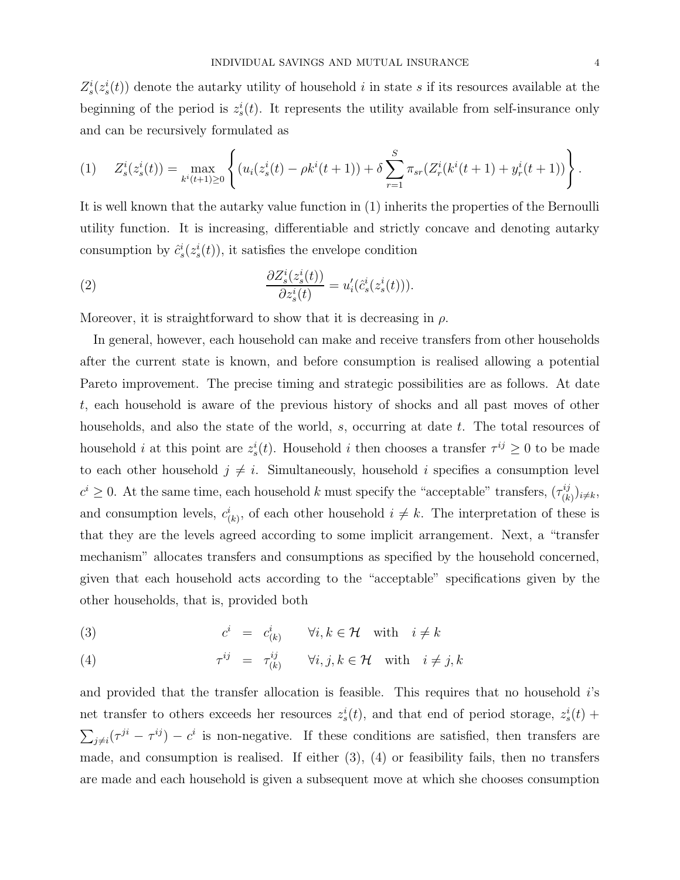$Z^i_s(z^i_s(t))$ denote the autarky utility of household $i$ in state $s$ if its resources available at the beginning of the period is $z^i_s(t)$. It represents the utility available from self-insurance only and can be recursively formulated as

$$Z^i_s(z^i_s(t)) = \max_{k^i(t+1)\geq 0} \left\{ (u_i(z^i_s(t) - \rho k^i(t+1)) + \delta \sum_{r=1}^{S} \pi_{sr}(Z^i_r(k^i(t+1) + y^i_r(t+1)) \right\}. \tag{1}$$

It is well known that the autarky value function in (1) inherits the properties of the Bernoulli utility function. It is increasing, differentiable and strictly concave and denoting autarky consumption by $\hat{c}^i_s(z^i_s(t))$, it satisfies the envelope condition

$$\frac{\partial Z^i_s(z^i_s(t))}{\partial z^i_s(t)} = u'_i(\hat{c}^i_s(z^i_s(t))). \tag{2}$$

Moreover, it is straightforward to show that it is decreasing in $\rho$.

In general, however, each household can make and receive transfers from other households after the current state is known, and before consumption is realised allowing a potential Pareto improvement. The precise timing and strategic possibilities are as follows. At date $t$, each household is aware of the previous history of shocks and all past moves of other households, and also the state of the world, $s$, occurring at date $t$. The total resources of household $i$ at this point are $z^i_s(t)$. Household $i$ then chooses a transfer $\tau^{ij} \geq 0$ to be made to each other household $j \neq i$. Simultaneously, household $i$ specifies a consumption level $c^i \geq 0$. At the same time, each household $k$ must specify the "acceptable" transfers, $(\tau^{ij}_{(k)})_{i\neq k}$, and consumption levels, $c^i_{(k)}$, of each other household $i \neq k$. The interpretation of these is that they are the levels agreed according to some implicit arrangement. Next, a "transfer mechanism" allocates transfers and consumptions as specified by the household concerned, given that each household acts according to the "acceptable" specifications given by the other households, that is, provided both

$$c^i = c^i_{(k)} \qquad \forall i, k \in \mathcal{H} \quad \text{with} \quad i \neq k \tag{3}$$

$$\tau^{ij} = \tau^{ij}_{(k)} \qquad \forall i, j, k \in \mathcal{H} \quad \text{with} \quad i \neq j, k \tag{4}$$

and provided that the transfer allocation is feasible. This requires that no household $i$'s net transfer to others exceeds her resources $z^i_s(t)$, and that end of period storage, $z^i_s(t) + \sum_{j\neq i}(\tau^{ji} - \tau^{ij}) - c^i$ is non-negative. If these conditions are satisfied, then transfers are made, and consumption is realised. If either (3), (4) or feasibility fails, then no transfers are made and each household is given a subsequent move at which she chooses consumption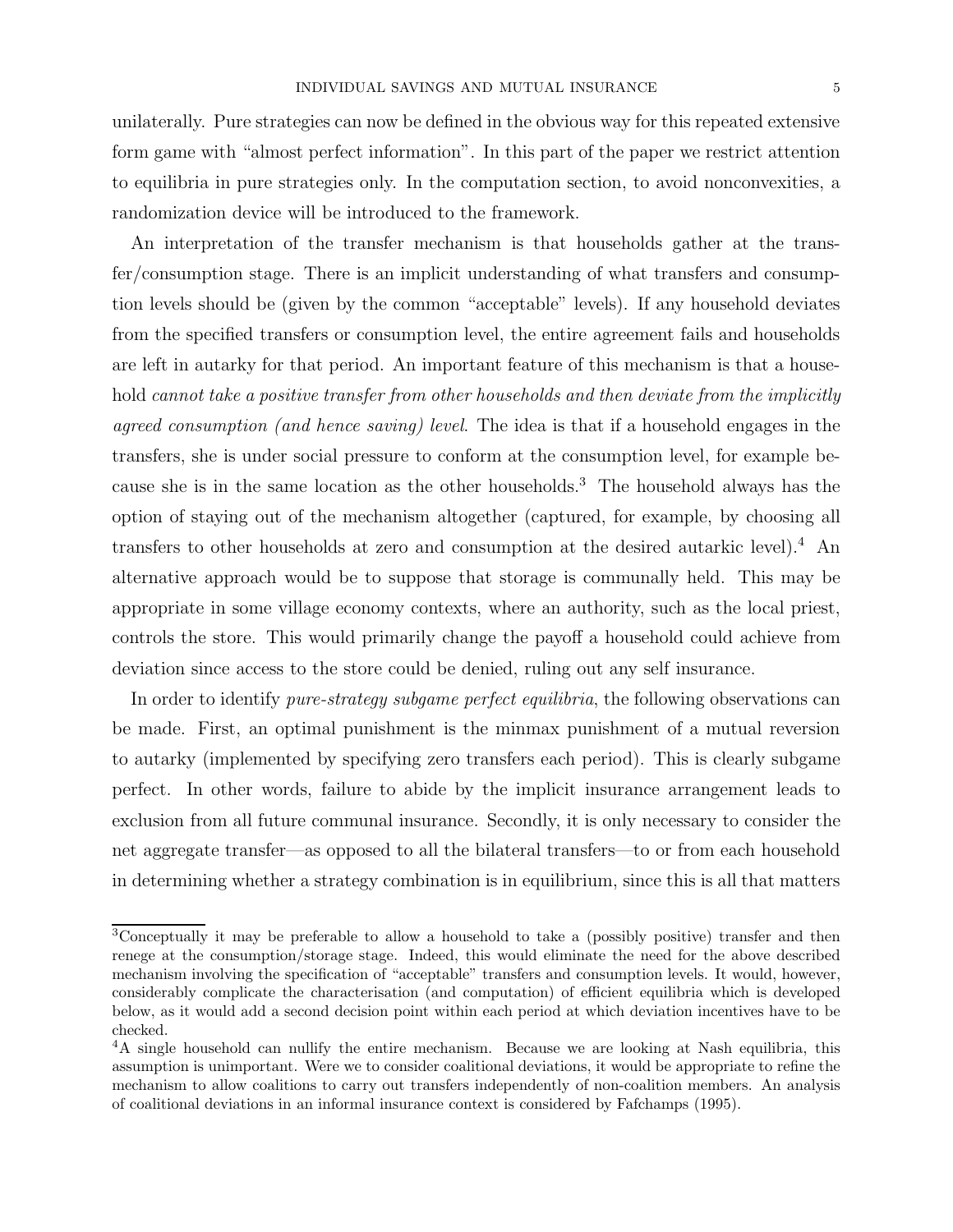unilaterally. Pure strategies can now be defined in the obvious way for this repeated extensive form game with "almost perfect information". In this part of the paper we restrict attention to equilibria in pure strategies only. In the computation section, to avoid nonconvexities, a randomization device will be introduced to the framework.

An interpretation of the transfer mechanism is that households gather at the transfer/consumption stage. There is an implicit understanding of what transfers and consumption levels should be (given by the common "acceptable" levels). If any household deviates from the specified transfers or consumption level, the entire agreement fails and households are left in autarky for that period. An important feature of this mechanism is that a household *cannot take a positive transfer from other households and then deviate from the implicitly agreed consumption (and hence saving) level*. The idea is that if a household engages in the transfers, she is under social pressure to conform at the consumption level, for example because she is in the same location as the other households.[3] The household always has the option of staying out of the mechanism altogether (captured, for example, by choosing all transfers to other households at zero and consumption at the desired autarkic level).[4] An alternative approach would be to suppose that storage is communally held. This may be appropriate in some village economy contexts, where an authority, such as the local priest, controls the store. This would primarily change the payoff a household could achieve from deviation since access to the store could be denied, ruling out any self insurance.

In order to identify *pure-strategy subgame perfect equilibria*, the following observations can be made. First, an optimal punishment is the minmax punishment of a mutual reversion to autarky (implemented by specifying zero transfers each period). This is clearly subgame perfect. In other words, failure to abide by the implicit insurance arrangement leads to exclusion from all future communal insurance. Secondly, it is only necessary to consider the net aggregate transfer—as opposed to all the bilateral transfers—to or from each household in determining whether a strategy combination is in equilibrium, since this is all that matters

[3] Conceptually it may be preferable to allow a household to take a (possibly positive) transfer and then renege at the consumption/storage stage. Indeed, this would eliminate the need for the above described mechanism involving the specification of "acceptable" transfers and consumption levels. It would, however, considerably complicate the characterisation (and computation) of efficient equilibria which is developed below, as it would add a second decision point within each period at which deviation incentives have to be checked.

[4] A single household can nullify the entire mechanism. Because we are looking at Nash equilibria, this assumption is unimportant. Were we to consider coalitional deviations, it would be appropriate to refine the mechanism to allow coalitions to carry out transfers independently of non-coalition members. An analysis of coalitional deviations in an informal insurance context is considered by Fafchamps (1995).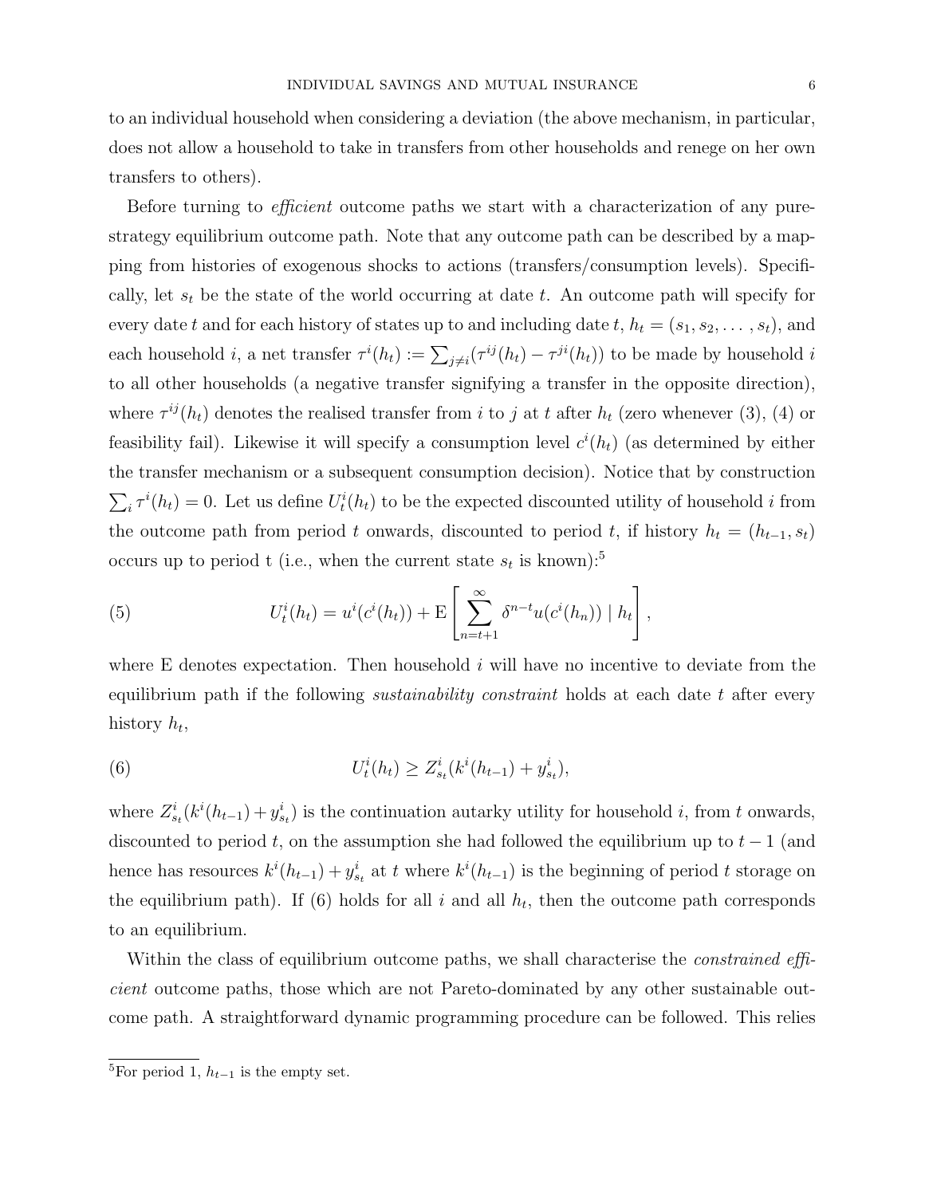to an individual household when considering a deviation (the above mechanism, in particular, does not allow a household to take in transfers from other households and renege on her own transfers to others).

Before turning to *efficient* outcome paths we start with a characterization of any pure-strategy equilibrium outcome path. Note that any outcome path can be described by a mapping from histories of exogenous shocks to actions (transfers/consumption levels). Specifically, let $s_t$ be the state of the world occurring at date $t$. An outcome path will specify for every date $t$ and for each history of states up to and including date $t$, $h_t = (s_1, s_2, \ldots, s_t)$, and each household $i$, a net transfer $\tau^i(h_t) := \sum_{j \neq i}(\tau^{ij}(h_t) - \tau^{ji}(h_t))$ to be made by household $i$ to all other households (a negative transfer signifying a transfer in the opposite direction), where $\tau^{ij}(h_t)$ denotes the realised transfer from $i$ to $j$ at $t$ after $h_t$ (zero whenever (3), (4) or feasibility fail). Likewise it will specify a consumption level $c^i(h_t)$ (as determined by either the transfer mechanism or a subsequent consumption decision). Notice that by construction $\sum_i \tau^i(h_t) = 0$. Let us define $U_t^i(h_t)$ to be the expected discounted utility of household $i$ from the outcome path from period $t$ onwards, discounted to period $t$, if history $h_t = (h_{t-1}, s_t)$ occurs up to period t (i.e., when the current state $s_t$ is known):[5]

$$U_t^i(h_t) = u^i(c^i(h_t)) + \mathrm{E}\left[\sum_{n=t+1}^{\infty} \delta^{n-t} u(c^i(h_n)) \mid h_t\right], \tag{5}$$

where E denotes expectation. Then household $i$ will have no incentive to deviate from the equilibrium path if the following *sustainability constraint* holds at each date $t$ after every history $h_t$,

$$U_t^i(h_t) \geq Z_{s_t}^i(k^i(h_{t-1}) + y_{s_t}^i), \tag{6}$$

where $Z_{s_t}^i(k^i(h_{t-1}) + y_{s_t}^i)$ is the continuation autarky utility for household $i$, from $t$ onwards, discounted to period $t$, on the assumption she had followed the equilibrium up to $t-1$ (and hence has resources $k^i(h_{t-1}) + y_{s_t}^i$ at $t$ where $k^i(h_{t-1})$ is the beginning of period $t$ storage on the equilibrium path). If (6) holds for all $i$ and all $h_t$, then the outcome path corresponds to an equilibrium.

Within the class of equilibrium outcome paths, we shall characterise the *constrained efficient* outcome paths, those which are not Pareto-dominated by any other sustainable outcome path. A straightforward dynamic programming procedure can be followed. This relies

[5]For period 1, $h_{t-1}$ is the empty set.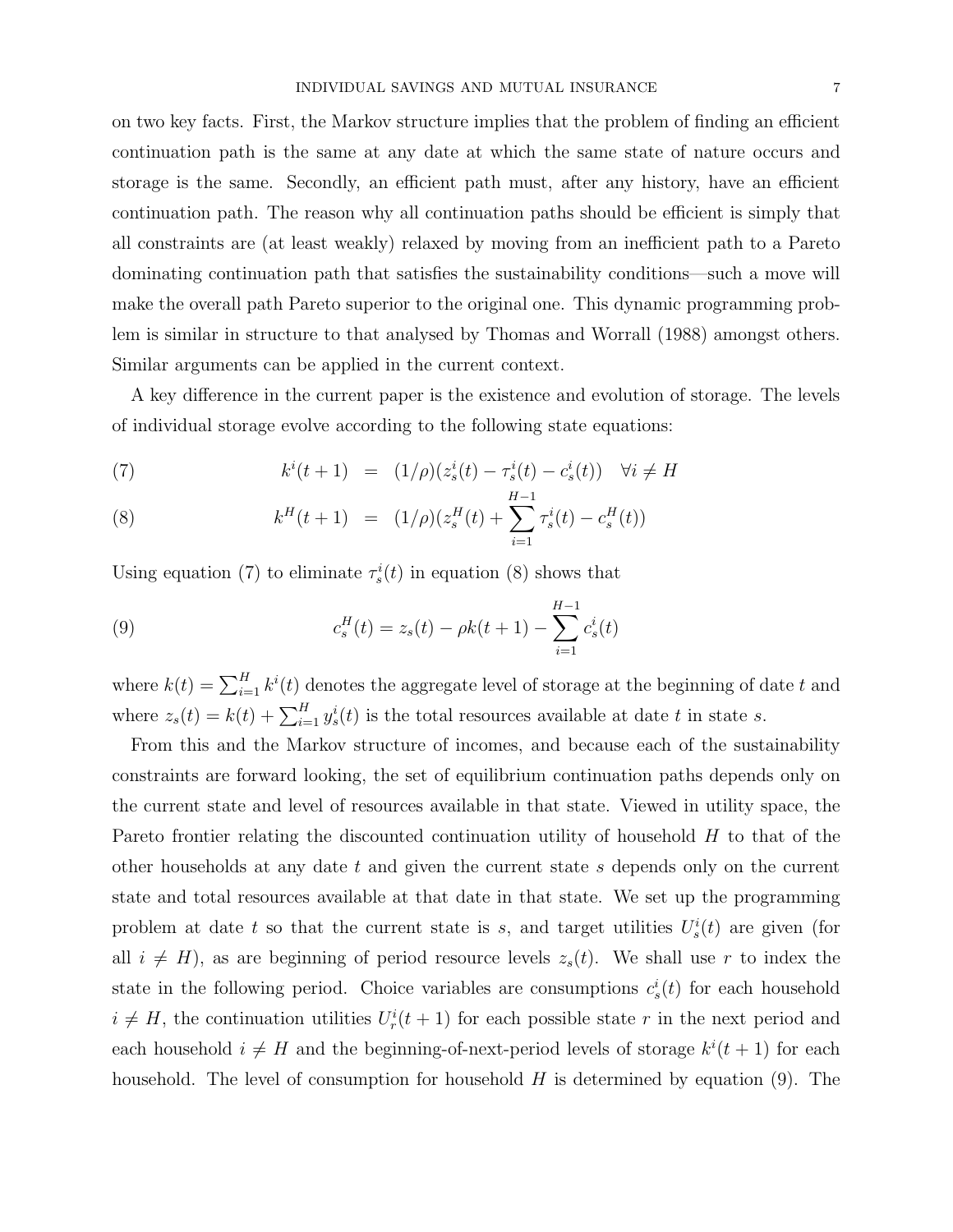on two key facts. First, the Markov structure implies that the problem of finding an efficient continuation path is the same at any date at which the same state of nature occurs and storage is the same. Secondly, an efficient path must, after any history, have an efficient continuation path. The reason why all continuation paths should be efficient is simply that all constraints are (at least weakly) relaxed by moving from an inefficient path to a Pareto dominating continuation path that satisfies the sustainability conditions—such a move will make the overall path Pareto superior to the original one. This dynamic programming problem is similar in structure to that analysed by Thomas and Worrall (1988) amongst others. Similar arguments can be applied in the current context.

A key difference in the current paper is the existence and evolution of storage. The levels of individual storage evolve according to the following state equations:

$$k^i(t+1) = (1/\rho)(z_s^i(t) - \tau_s^i(t) - c_s^i(t)) \quad \forall i \neq H \tag{7}$$

$$k^H(t+1) = (1/\rho)(z_s^H(t) + \sum_{i=1}^{H-1} \tau_s^i(t) - c_s^H(t)) \tag{8}$$

Using equation (7) to eliminate $\tau_s^i(t)$ in equation (8) shows that

$$c_s^H(t) = z_s(t) - \rho k(t+1) - \sum_{i=1}^{H-1} c_s^i(t) \tag{9}$$

where $k(t) = \sum_{i=1}^{H} k^i(t)$ denotes the aggregate level of storage at the beginning of date $t$ and where $z_s(t) = k(t) + \sum_{i=1}^{H} y_s^i(t)$ is the total resources available at date $t$ in state $s$.

From this and the Markov structure of incomes, and because each of the sustainability constraints are forward looking, the set of equilibrium continuation paths depends only on the current state and level of resources available in that state. Viewed in utility space, the Pareto frontier relating the discounted continuation utility of household $H$ to that of the other households at any date $t$ and given the current state $s$ depends only on the current state and total resources available at that date in that state. We set up the programming problem at date $t$ so that the current state is $s$, and target utilities $U_s^i(t)$ are given (for all $i \neq H$), as are beginning of period resource levels $z_s(t)$. We shall use $r$ to index the state in the following period. Choice variables are consumptions $c_s^i(t)$ for each household $i \neq H$, the continuation utilities $U_r^i(t+1)$ for each possible state $r$ in the next period and each household $i \neq H$ and the beginning-of-next-period levels of storage $k^i(t+1)$ for each household. The level of consumption for household $H$ is determined by equation (9). The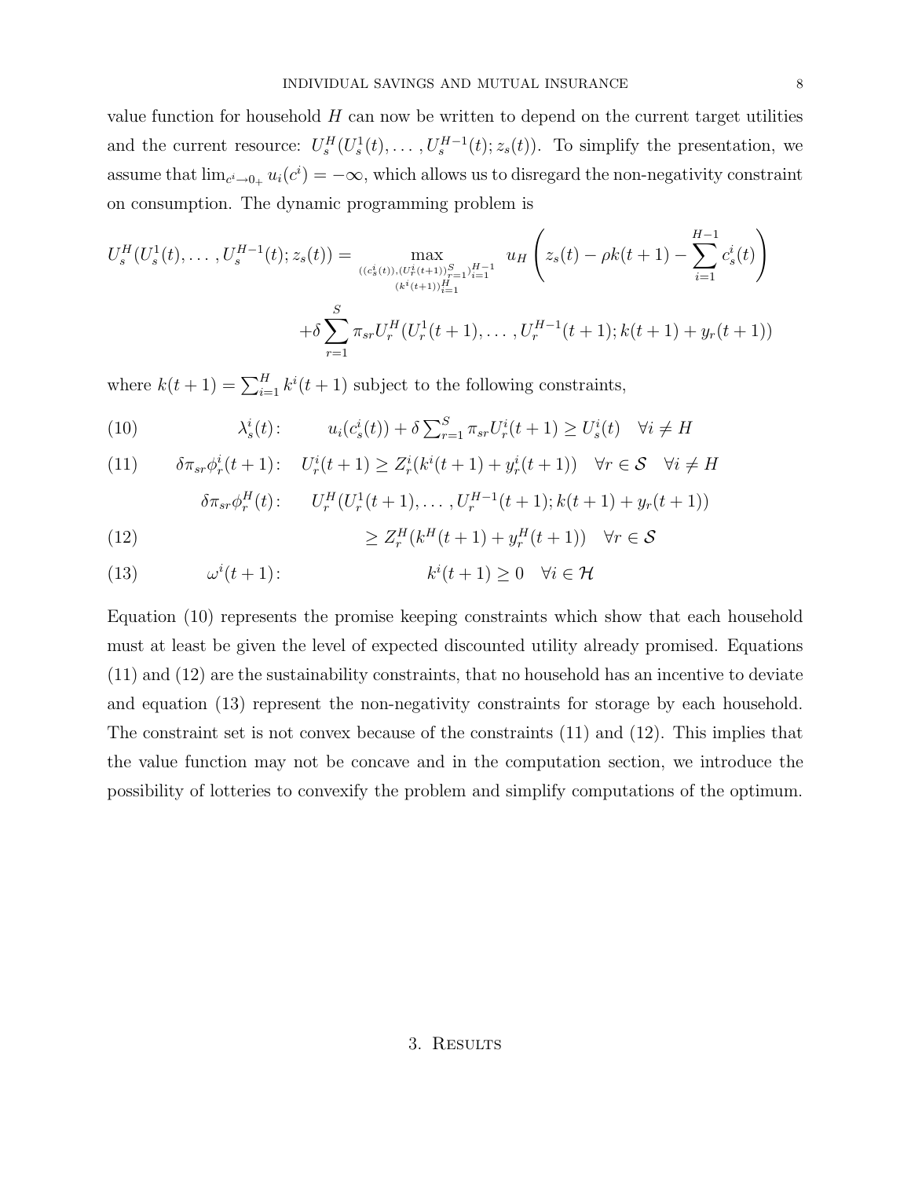value function for household $H$ can now be written to depend on the current target utilities and the current resource: $U_s^H(U_s^1(t), \dots, U_s^{H-1}(t); z_s(t))$. To simplify the presentation, we assume that $\lim_{c^i \to 0_+} u_i(c^i) = -\infty$, which allows us to disregard the non-negativity constraint on consumption. The dynamic programming problem is

$$
\begin{aligned}
U_s^H(U_s^1(t), \dots, U_s^{H-1}(t); z_s(t)) = \max_{\substack{((c_s^i(t)),(U_r^i(t+1))_{r=1}^S)_{i=1}^{H-1} \\ (k^i(t+1))_{i=1}^H}} \; & u_H\left( z_s(t) - \rho k(t+1) - \sum_{i=1}^{H-1} c_s^i(t) \right) \\
& + \delta \sum_{r=1}^{S} \pi_{sr} U_r^H(U_r^1(t+1), \dots, U_r^{H-1}(t+1); k(t+1) + y_r(t+1))
\end{aligned}
$$

where $k(t+1) = \sum_{i=1}^{H} k^i(t+1)$ subject to the following constraints,

$$
\lambda_s^i(t): \qquad u_i(c_s^i(t)) + \delta \sum_{r=1}^{S} \pi_{sr} U_r^i(t+1) \geq U_s^i(t) \quad \forall i \neq H \tag{10}
$$

$$
\delta \pi_{sr} \phi_r^i(t+1): \quad U_r^i(t+1) \geq Z_r^i(k^i(t+1) + y_r^i(t+1)) \quad \forall r \in \mathcal{S} \quad \forall i \neq H \tag{11}
$$

$$
\begin{aligned}
\delta \pi_{sr} \phi_r^H(t): \qquad & U_r^H(U_r^1(t+1), \dots, U_r^{H-1}(t+1); k(t+1) + y_r(t+1)) \\
& \geq Z_r^H(k^H(t+1) + y_r^H(t+1)) \quad \forall r \in \mathcal{S}
\end{aligned} \tag{12}
$$

$$
\omega^i(t+1): \qquad k^i(t+1) \geq 0 \quad \forall i \in \mathcal{H} \tag{13}
$$

Equation (10) represents the promise keeping constraints which show that each household must at least be given the level of expected discounted utility already promised. Equations (11) and (12) are the sustainability constraints, that no household has an incentive to deviate and equation (13) represent the non-negativity constraints for storage by each household. The constraint set is not convex because of the constraints (11) and (12). This implies that the value function may not be concave and in the computation section, we introduce the possibility of lotteries to convexify the problem and simplify computations of the optimum.

## 3. Results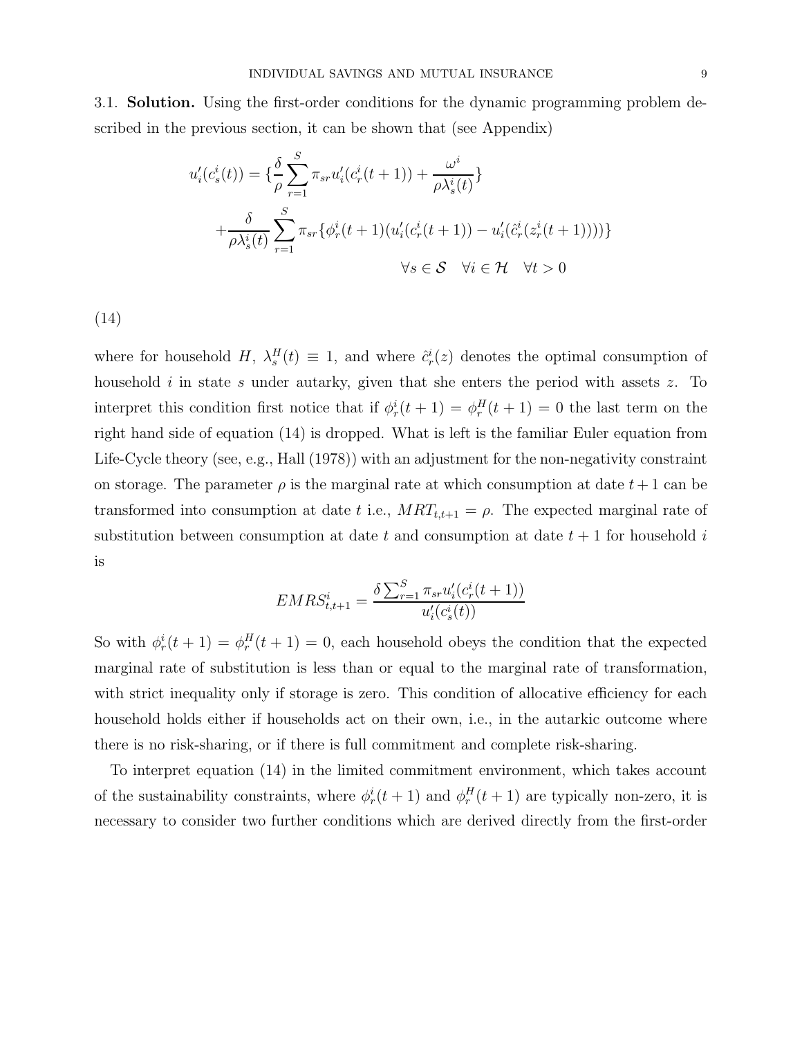3.1. **Solution.** Using the first-order conditions for the dynamic programming problem described in the previous section, it can be shown that (see Appendix)

$$
\begin{aligned}
u_i'(c_s^i(t)) = \{ & \frac{\delta}{\rho} \sum_{r=1}^{S} \pi_{sr} u_i'(c_r^i(t+1)) + \frac{\omega^i}{\rho \lambda_s^i(t)} \} \\
& + \frac{\delta}{\rho \lambda_s^i(t)} \sum_{r=1}^{S} \pi_{sr} \{ \phi_r^i(t+1)(u_i'(c_r^i(t+1)) - u_i'(\hat{c}_r^i(z_r^i(t+1)))) \} \\
& \qquad \qquad \forall s \in \mathcal{S} \quad \forall i \in \mathcal{H} \quad \forall t > 0
\end{aligned}
$$

(14)

where for household $H$, $\lambda_s^H(t) \equiv 1$, and where $\hat{c}_r^i(z)$ denotes the optimal consumption of household $i$ in state $s$ under autarky, given that she enters the period with assets $z$. To interpret this condition first notice that if $\phi_r^i(t+1) = \phi_r^H(t+1) = 0$ the last term on the right hand side of equation (14) is dropped. What is left is the familiar Euler equation from Life-Cycle theory (see, e.g., Hall (1978)) with an adjustment for the non-negativity constraint on storage. The parameter $\rho$ is the marginal rate at which consumption at date $t+1$ can be transformed into consumption at date $t$ i.e., $MRT_{t,t+1} = \rho$. The expected marginal rate of substitution between consumption at date $t$ and consumption at date $t+1$ for household $i$ is

$$
EMRS_{t,t+1}^i = \frac{\delta \sum_{r=1}^{S} \pi_{sr} u_i'(c_r^i(t+1))}{u_i'(c_s^i(t))}
$$

So with $\phi_r^i(t+1) = \phi_r^H(t+1) = 0$, each household obeys the condition that the expected marginal rate of substitution is less than or equal to the marginal rate of transformation, with strict inequality only if storage is zero. This condition of allocative efficiency for each household holds either if households act on their own, i.e., in the autarkic outcome where there is no risk-sharing, or if there is full commitment and complete risk-sharing.

To interpret equation (14) in the limited commitment environment, which takes account of the sustainability constraints, where $\phi_r^i(t+1)$ and $\phi_r^H(t+1)$ are typically non-zero, it is necessary to consider two further conditions which are derived directly from the first-order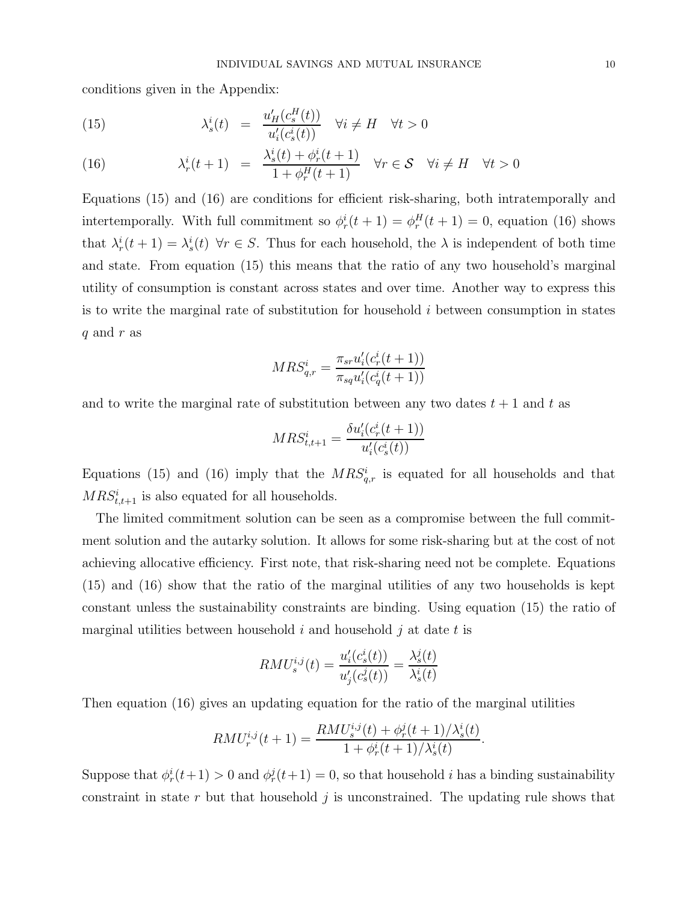conditions given in the Appendix:

$$\lambda_s^i(t) = \frac{u_H'(c_s^H(t))}{u_i'(c_s^i(t))} \quad \forall i \neq H \quad \forall t > 0 \tag{15}$$

$$\lambda_r^i(t+1) = \frac{\lambda_s^i(t) + \phi_r^i(t+1)}{1 + \phi_r^H(t+1)} \quad \forall r \in \mathcal{S} \quad \forall i \neq H \quad \forall t > 0 \tag{16}$$

Equations (15) and (16) are conditions for efficient risk-sharing, both intratemporally and intertemporally. With full commitment so $\phi_r^i(t+1) = \phi_r^H(t+1) = 0$, equation (16) shows that $\lambda_r^i(t+1) = \lambda_s^i(t)$ $\forall r \in S$. Thus for each household, the $\lambda$ is independent of both time and state. From equation (15) this means that the ratio of any two household's marginal utility of consumption is constant across states and over time. Another way to express this is to write the marginal rate of substitution for household $i$ between consumption in states $q$ and $r$ as

$$MRS_{q,r}^i = \frac{\pi_{sr} u_i'(c_r^i(t+1))}{\pi_{sq} u_i'(c_q^i(t+1))}$$

and to write the marginal rate of substitution between any two dates $t+1$ and $t$ as

$$MRS_{t,t+1}^i = \frac{\delta u_i'(c_r^i(t+1))}{u_i'(c_s^i(t))}$$

Equations (15) and (16) imply that the $MRS_{q,r}^i$ is equated for all households and that $MRS_{t,t+1}^i$ is also equated for all households.

The limited commitment solution can be seen as a compromise between the full commitment solution and the autarky solution. It allows for some risk-sharing but at the cost of not achieving allocative efficiency. First note, that risk-sharing need not be complete. Equations (15) and (16) show that the ratio of the marginal utilities of any two households is kept constant unless the sustainability constraints are binding. Using equation (15) the ratio of marginal utilities between household $i$ and household $j$ at date $t$ is

$$RMU_s^{i,j}(t) = \frac{u_i'(c_s^i(t))}{u_j'(c_s^j(t))} = \frac{\lambda_s^j(t)}{\lambda_s^i(t)}$$

Then equation (16) gives an updating equation for the ratio of the marginal utilities

$$RMU_r^{i,j}(t+1) = \frac{RMU_s^{i,j}(t) + \phi_r^j(t+1)/\lambda_s^i(t)}{1 + \phi_r^i(t+1)/\lambda_s^i(t)}.$$

Suppose that $\phi_r^i(t+1) > 0$ and $\phi_r^j(t+1) = 0$, so that household $i$ has a binding sustainability constraint in state $r$ but that household $j$ is unconstrained. The updating rule shows that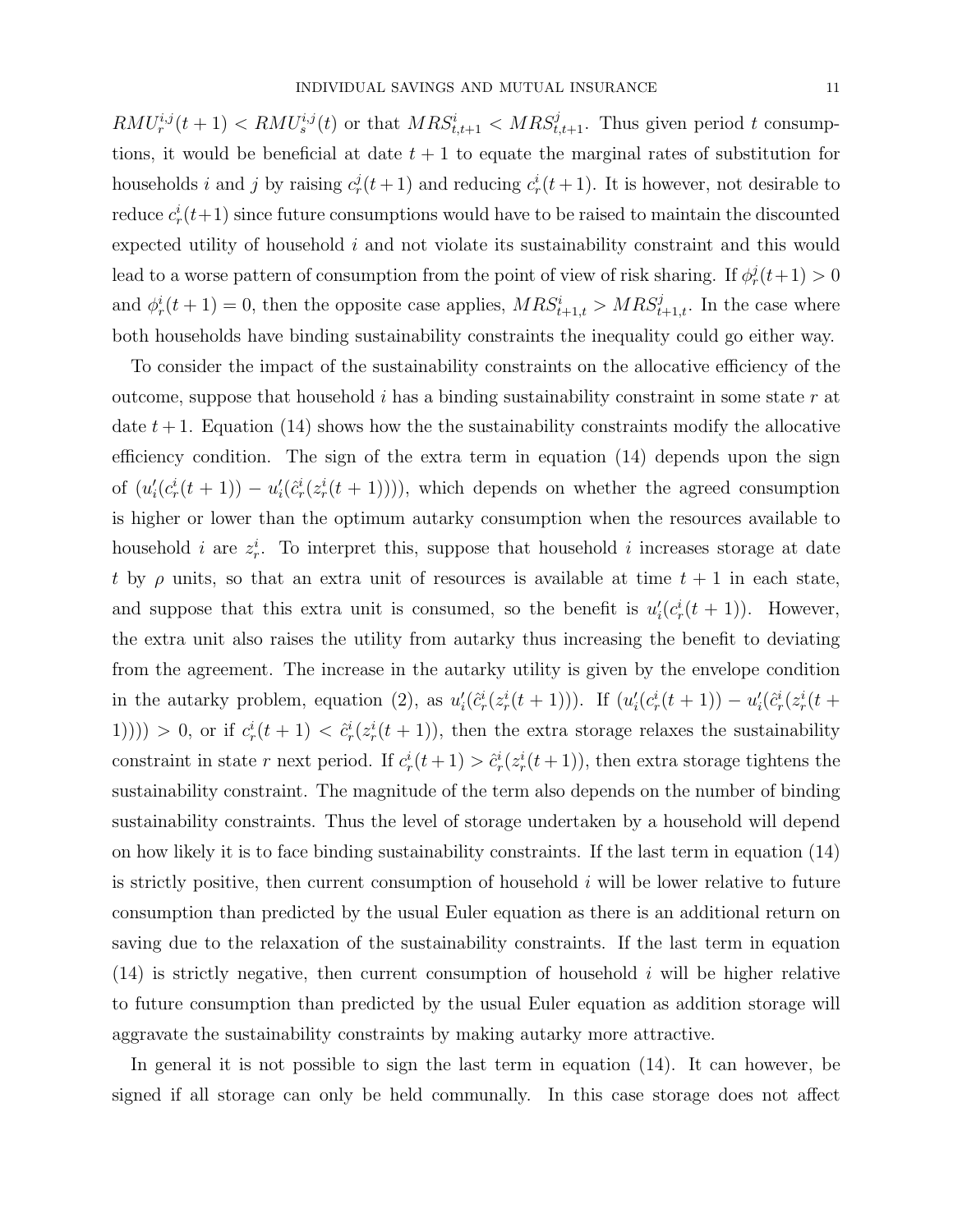$RMU_r^{i,j}(t+1) < RMU_s^{i,j}(t)$ or that $MRS_{t,t+1}^i < MRS_{t,t+1}^j$. Thus given period $t$ consumptions, it would be beneficial at date $t+1$ to equate the marginal rates of substitution for households $i$ and $j$ by raising $c_r^j(t+1)$ and reducing $c_r^i(t+1)$. It is however, not desirable to reduce $c_r^i(t+1)$ since future consumptions would have to be raised to maintain the discounted expected utility of household $i$ and not violate its sustainability constraint and this would lead to a worse pattern of consumption from the point of view of risk sharing. If $\phi_r^j(t+1) > 0$ and $\phi_r^i(t+1) = 0$, then the opposite case applies, $MRS_{t+1,t}^i > MRS_{t+1,t}^j$. In the case where both households have binding sustainability constraints the inequality could go either way.

To consider the impact of the sustainability constraints on the allocative efficiency of the outcome, suppose that household $i$ has a binding sustainability constraint in some state $r$ at date $t+1$. Equation (14) shows how the the sustainability constraints modify the allocative efficiency condition. The sign of the extra term in equation (14) depends upon the sign of $(u_i'(c_r^i(t+1)) - u_i'(\hat{c}_r^i(z_r^i(t+1))))$, which depends on whether the agreed consumption is higher or lower than the optimum autarky consumption when the resources available to household $i$ are $z_r^i$. To interpret this, suppose that household $i$ increases storage at date $t$ by $\rho$ units, so that an extra unit of resources is available at time $t+1$ in each state, and suppose that this extra unit is consumed, so the benefit is $u_i'(c_r^i(t+1))$. However, the extra unit also raises the utility from autarky thus increasing the benefit to deviating from the agreement. The increase in the autarky utility is given by the envelope condition in the autarky problem, equation (2), as $u_i'(\hat{c}_r^i(z_r^i(t+1)))$. If $(u_i'(c_r^i(t+1)) - u_i'(\hat{c}_r^i(z_r^i(t+1)))) > 0$, or if $c_r^i(t+1) < \hat{c}_r^i(z_r^i(t+1))$, then the extra storage relaxes the sustainability constraint in state $r$ next period. If $c_r^i(t+1) > \hat{c}_r^i(z_r^i(t+1))$, then extra storage tightens the sustainability constraint. The magnitude of the term also depends on the number of binding sustainability constraints. Thus the level of storage undertaken by a household will depend on how likely it is to face binding sustainability constraints. If the last term in equation (14) is strictly positive, then current consumption of household $i$ will be lower relative to future consumption than predicted by the usual Euler equation as there is an additional return on saving due to the relaxation of the sustainability constraints. If the last term in equation (14) is strictly negative, then current consumption of household $i$ will be higher relative to future consumption than predicted by the usual Euler equation as addition storage will aggravate the sustainability constraints by making autarky more attractive.

In general it is not possible to sign the last term in equation (14). It can however, be signed if all storage can only be held communally. In this case storage does not affect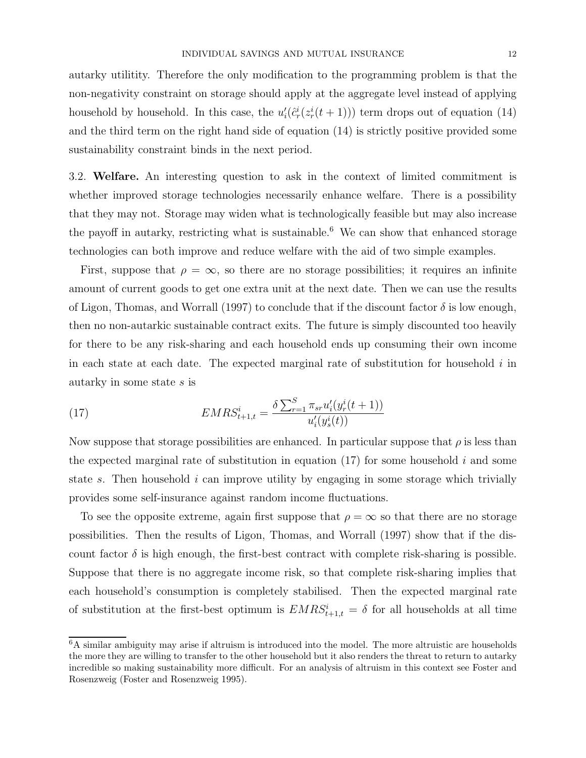autarky utilitity. Therefore the only modification to the programming problem is that the non-negativity constraint on storage should apply at the aggregate level instead of applying household by household. In this case, the $u_i'(\hat{c}_r^i(z_r^i(t+1)))$ term drops out of equation (14) and the third term on the right hand side of equation (14) is strictly positive provided some sustainability constraint binds in the next period.

3.2. **Welfare.** An interesting question to ask in the context of limited commitment is whether improved storage technologies necessarily enhance welfare. There is a possibility that they may not. Storage may widen what is technologically feasible but may also increase the payoff in autarky, restricting what is sustainable.[6] We can show that enhanced storage technologies can both improve and reduce welfare with the aid of two simple examples.

First, suppose that $\rho = \infty$, so there are no storage possibilities; it requires an infinite amount of current goods to get one extra unit at the next date. Then we can use the results of Ligon, Thomas, and Worrall (1997) to conclude that if the discount factor $\delta$ is low enough, then no non-autarkic sustainable contract exits. The future is simply discounted too heavily for there to be any risk-sharing and each household ends up consuming their own income in each state at each date. The expected marginal rate of substitution for household $i$ in autarky in some state $s$ is

$$EMRS_{t+1,t}^i = \frac{\delta \sum_{r=1}^{S} \pi_{sr} u_i'(y_r^i(t+1))}{u_i'(y_s^i(t))} \tag{17}$$

Now suppose that storage possibilities are enhanced. In particular suppose that $\rho$ is less than the expected marginal rate of substitution in equation (17) for some household $i$ and some state $s$. Then household $i$ can improve utility by engaging in some storage which trivially provides some self-insurance against random income fluctuations.

To see the opposite extreme, again first suppose that $\rho = \infty$ so that there are no storage possibilities. Then the results of Ligon, Thomas, and Worrall (1997) show that if the discount factor $\delta$ is high enough, the first-best contract with complete risk-sharing is possible. Suppose that there is no aggregate income risk, so that complete risk-sharing implies that each household's consumption is completely stabilised. Then the expected marginal rate of substitution at the first-best optimum is $EMRS_{t+1,t}^i = \delta$ for all households at all time

[6] A similar ambiguity may arise if altruism is introduced into the model. The more altruistic are households the more they are willing to transfer to the other household but it also renders the threat to return to autarky incredible so making sustainability more difficult. For an analysis of altruism in this context see Foster and Rosenzweig (Foster and Rosenzweig 1995).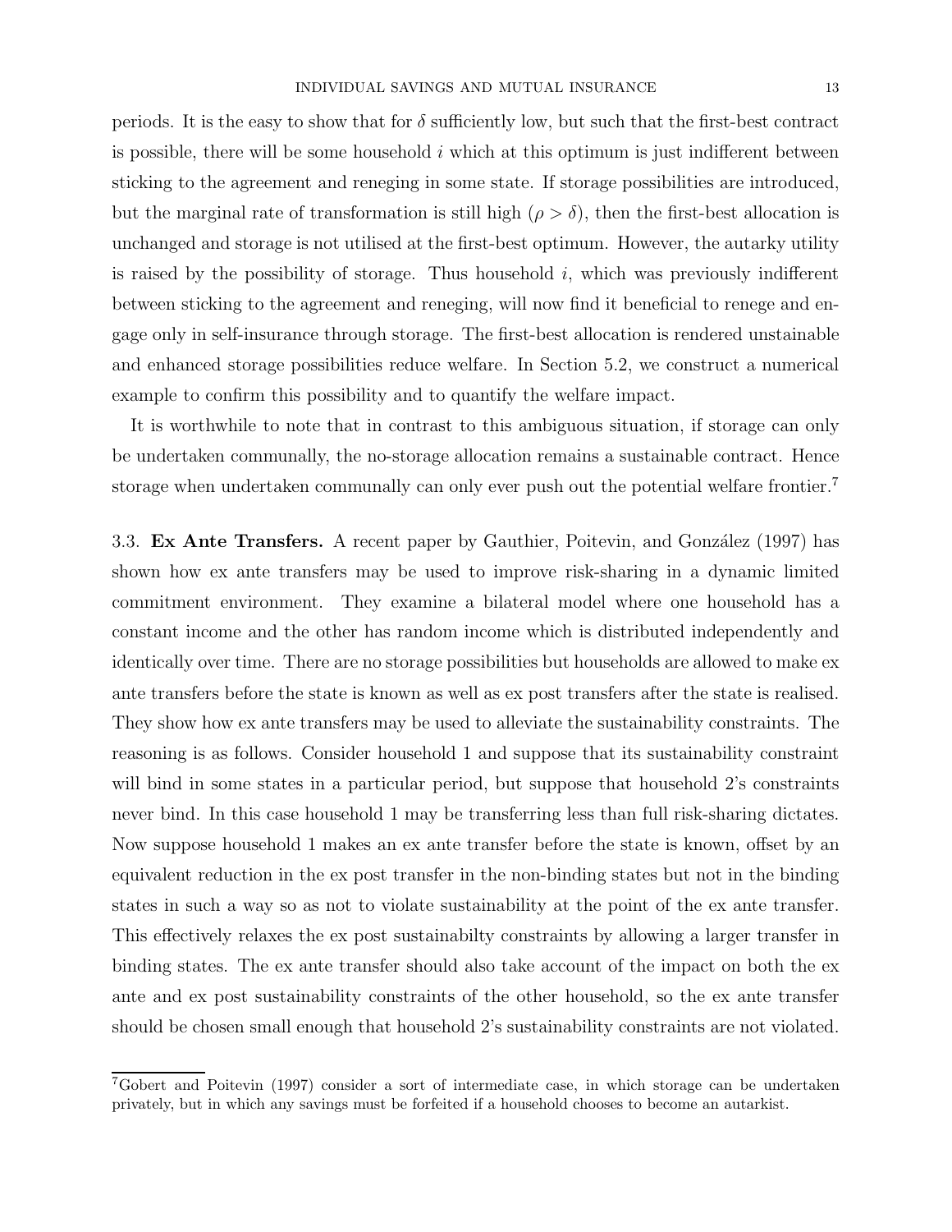periods. It is the easy to show that for $\delta$ sufficiently low, but such that the first-best contract is possible, there will be some household $i$ which at this optimum is just indifferent between sticking to the agreement and reneging in some state. If storage possibilities are introduced, but the marginal rate of transformation is still high ($\rho > \delta$), then the first-best allocation is unchanged and storage is not utilised at the first-best optimum. However, the autarky utility is raised by the possibility of storage. Thus household $i$, which was previously indifferent between sticking to the agreement and reneging, will now find it beneficial to renege and engage only in self-insurance through storage. The first-best allocation is rendered unstainable and enhanced storage possibilities reduce welfare. In Section 5.2, we construct a numerical example to confirm this possibility and to quantify the welfare impact.

It is worthwhile to note that in contrast to this ambiguous situation, if storage can only be undertaken communally, the no-storage allocation remains a sustainable contract. Hence storage when undertaken communally can only ever push out the potential welfare frontier.[7]

3.3. **Ex Ante Transfers.** A recent paper by Gauthier, Poitevin, and González (1997) has shown how ex ante transfers may be used to improve risk-sharing in a dynamic limited commitment environment. They examine a bilateral model where one household has a constant income and the other has random income which is distributed independently and identically over time. There are no storage possibilities but households are allowed to make ex ante transfers before the state is known as well as ex post transfers after the state is realised. They show how ex ante transfers may be used to alleviate the sustainability constraints. The reasoning is as follows. Consider household 1 and suppose that its sustainability constraint will bind in some states in a particular period, but suppose that household 2's constraints never bind. In this case household 1 may be transferring less than full risk-sharing dictates. Now suppose household 1 makes an ex ante transfer before the state is known, offset by an equivalent reduction in the ex post transfer in the non-binding states but not in the binding states in such a way so as not to violate sustainability at the point of the ex ante transfer. This effectively relaxes the ex post sustainabilty constraints by allowing a larger transfer in binding states. The ex ante transfer should also take account of the impact on both the ex ante and ex post sustainability constraints of the other household, so the ex ante transfer should be chosen small enough that household 2's sustainability constraints are not violated.

[7] Gobert and Poitevin (1997) consider a sort of intermediate case, in which storage can be undertaken privately, but in which any savings must be forfeited if a household chooses to become an autarkist.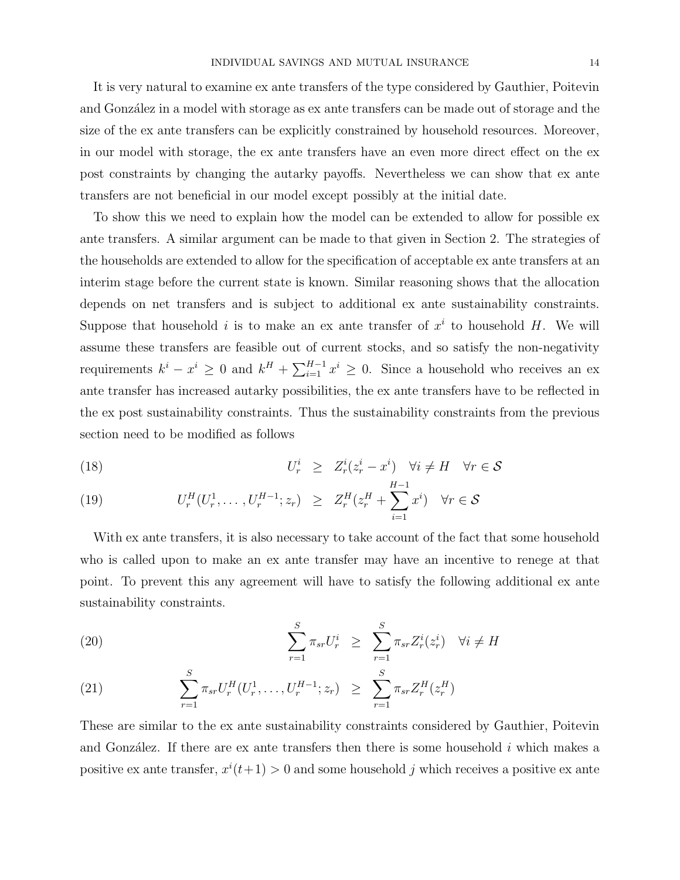It is very natural to examine ex ante transfers of the type considered by Gauthier, Poitevin and González in a model with storage as ex ante transfers can be made out of storage and the size of the ex ante transfers can be explicitly constrained by household resources. Moreover, in our model with storage, the ex ante transfers have an even more direct effect on the ex post constraints by changing the autarky payoffs. Nevertheless we can show that ex ante transfers are not beneficial in our model except possibly at the initial date.

To show this we need to explain how the model can be extended to allow for possible ex ante transfers. A similar argument can be made to that given in Section 2. The strategies of the households are extended to allow for the specification of acceptable ex ante transfers at an interim stage before the current state is known. Similar reasoning shows that the allocation depends on net transfers and is subject to additional ex ante sustainability constraints. Suppose that household $i$ is to make an ex ante transfer of $x^i$ to household $H$. We will assume these transfers are feasible out of current stocks, and so satisfy the non-negativity requirements $k^i - x^i \geq 0$ and $k^H + \sum_{i=1}^{H-1} x^i \geq 0$. Since a household who receives an ex ante transfer has increased autarky possibilities, the ex ante transfers have to be reflected in the ex post sustainability constraints. Thus the sustainability constraints from the previous section need to be modified as follows

$$U_r^i \geq Z_r^i(z_r^i - x^i) \quad \forall i \neq H \quad \forall r \in \mathcal{S} \tag{18}$$

$$U_r^H(U_r^1, \ldots, U_r^{H-1}; z_r) \geq Z_r^H(z_r^H + \sum_{i=1}^{H-1} x^i) \quad \forall r \in \mathcal{S} \tag{19}$$

With ex ante transfers, it is also necessary to take account of the fact that some household who is called upon to make an ex ante transfer may have an incentive to renege at that point. To prevent this any agreement will have to satisfy the following additional ex ante sustainability constraints.

$$\sum_{r=1}^{S} \pi_{sr} U_r^i \geq \sum_{r=1}^{S} \pi_{sr} Z_r^i(z_r^i) \quad \forall i \neq H \tag{20}$$

$$\sum_{r=1}^{S} \pi_{sr} U_r^H(U_r^1, \ldots, U_r^{H-1}; z_r) \geq \sum_{r=1}^{S} \pi_{sr} Z_r^H(z_r^H) \tag{21}$$

These are similar to the ex ante sustainability constraints considered by Gauthier, Poitevin and González. If there are ex ante transfers then there is some household $i$ which makes a positive ex ante transfer, $x^i(t+1) > 0$ and some household $j$ which receives a positive ex ante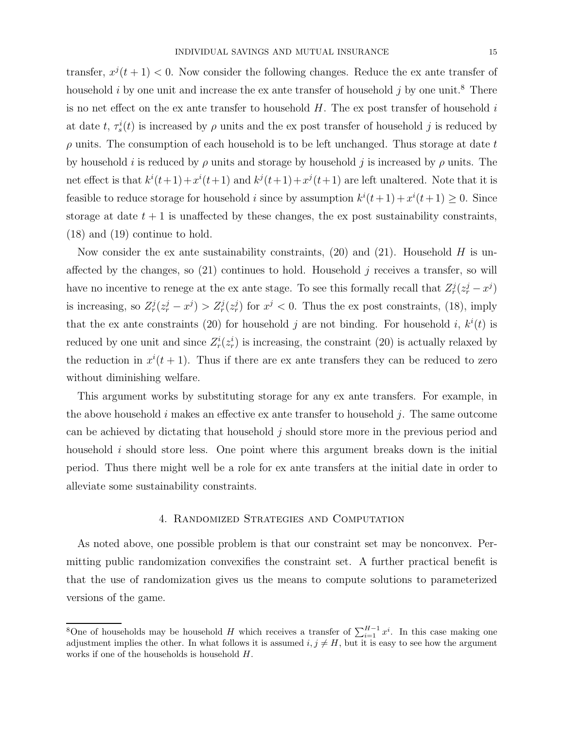transfer, $x^j(t+1) < 0$. Now consider the following changes. Reduce the ex ante transfer of household $i$ by one unit and increase the ex ante transfer of household $j$ by one unit.[8] There is no net effect on the ex ante transfer to household $H$. The ex post transfer of household $i$ at date $t$, $\tau_s^i(t)$ is increased by $\rho$ units and the ex post transfer of household $j$ is reduced by $\rho$ units. The consumption of each household is to be left unchanged. Thus storage at date $t$ by household $i$ is reduced by $\rho$ units and storage by household $j$ is increased by $\rho$ units. The net effect is that $k^i(t+1)+x^i(t+1)$ and $k^j(t+1)+x^j(t+1)$ are left unaltered. Note that it is feasible to reduce storage for household $i$ since by assumption $k^i(t+1)+x^i(t+1) \geq 0$. Since storage at date $t+1$ is unaffected by these changes, the ex post sustainability constraints, (18) and (19) continue to hold.

Now consider the ex ante sustainability constraints, (20) and (21). Household $H$ is unaffected by the changes, so (21) continues to hold. Household $j$ receives a transfer, so will have no incentive to renege at the ex ante stage. To see this formally recall that $Z_r^j(z_r^j - x^j)$ is increasing, so $Z_r^j(z_r^j - x^j) > Z_r^j(z_r^j)$ for $x^j < 0$. Thus the ex post constraints, (18), imply that the ex ante constraints (20) for household $j$ are not binding. For household $i$, $k^i(t)$ is reduced by one unit and since $Z_r^i(z_r^i)$ is increasing, the constraint (20) is actually relaxed by the reduction in $x^i(t+1)$. Thus if there are ex ante transfers they can be reduced to zero without diminishing welfare.

This argument works by substituting storage for any ex ante transfers. For example, in the above household $i$ makes an effective ex ante transfer to household $j$. The same outcome can be achieved by dictating that household $j$ should store more in the previous period and household $i$ should store less. One point where this argument breaks down is the initial period. Thus there might well be a role for ex ante transfers at the initial date in order to alleviate some sustainability constraints.

## 4. Randomized Strategies and Computation

As noted above, one possible problem is that our constraint set may be nonconvex. Permitting public randomization convexifies the constraint set. A further practical benefit is that the use of randomization gives us the means to compute solutions to parameterized versions of the game.

---

[8] One of households may be household $H$ which receives a transfer of $\sum_{i=1}^{H-1} x^i$. In this case making one adjustment implies the other. In what follows it is assumed $i, j \neq H$, but it is easy to see how the argument works if one of the households is household $H$.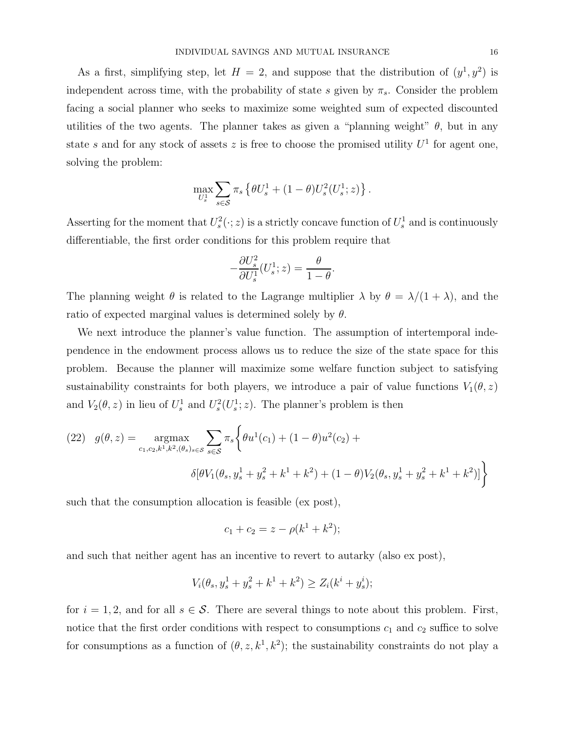As a first, simplifying step, let $H = 2$, and suppose that the distribution of $(y^1, y^2)$ is independent across time, with the probability of state $s$ given by $\pi_s$. Consider the problem facing a social planner who seeks to maximize some weighted sum of expected discounted utilities of the two agents. The planner takes as given a "planning weight" $\theta$, but in any state $s$ and for any stock of assets $z$ is free to choose the promised utility $U^1$ for agent one, solving the problem:

$$\max_{U_s^1} \sum_{s \in \mathcal{S}} \pi_s \left\{ \theta U_s^1 + (1-\theta) U_s^2(U_s^1; z) \right\}.$$

Asserting for the moment that $U_s^2(\cdot; z)$ is a strictly concave function of $U_s^1$ and is continuously differentiable, the first order conditions for this problem require that

$$-\frac{\partial U_s^2}{\partial U_s^1}(U_s^1; z) = \frac{\theta}{1-\theta}.$$

The planning weight $\theta$ is related to the Lagrange multiplier $\lambda$ by $\theta = \lambda/(1+\lambda)$, and the ratio of expected marginal values is determined solely by $\theta$.

We next introduce the planner's value function. The assumption of intertemporal independence in the endowment process allows us to reduce the size of the state space for this problem. Because the planner will maximize some welfare function subject to satisfying sustainability constraints for both players, we introduce a pair of value functions $V_1(\theta, z)$ and $V_2(\theta, z)$ in lieu of $U_s^1$ and $U_s^2(U_s^1; z)$. The planner's problem is then

$$g(\theta, z) = \underset{c_1, c_2, k^1, k^2, (\theta_s)_{s \in \mathcal{S}}}{\operatorname{argmax}} \sum_{s \in \mathcal{S}} \pi_s \Big\{ \theta u^1(c_1) + (1-\theta) u^2(c_2) + \delta[\theta V_1(\theta_s, y_s^1 + y_s^2 + k^1 + k^2) + (1-\theta) V_2(\theta_s, y_s^1 + y_s^2 + k^1 + k^2)] \Big\} \quad (22)$$

such that the consumption allocation is feasible (ex post),

$$c_1 + c_2 = z - \rho(k^1 + k^2);$$

and such that neither agent has an incentive to revert to autarky (also ex post),

$$V_i(\theta_s, y_s^1 + y_s^2 + k^1 + k^2) \geq Z_i(k^i + y_s^i);$$

for $i = 1, 2$, and for all $s \in \mathcal{S}$. There are several things to note about this problem. First, notice that the first order conditions with respect to consumptions $c_1$ and $c_2$ suffice to solve for consumptions as a function of $(\theta, z, k^1, k^2)$; the sustainability constraints do not play a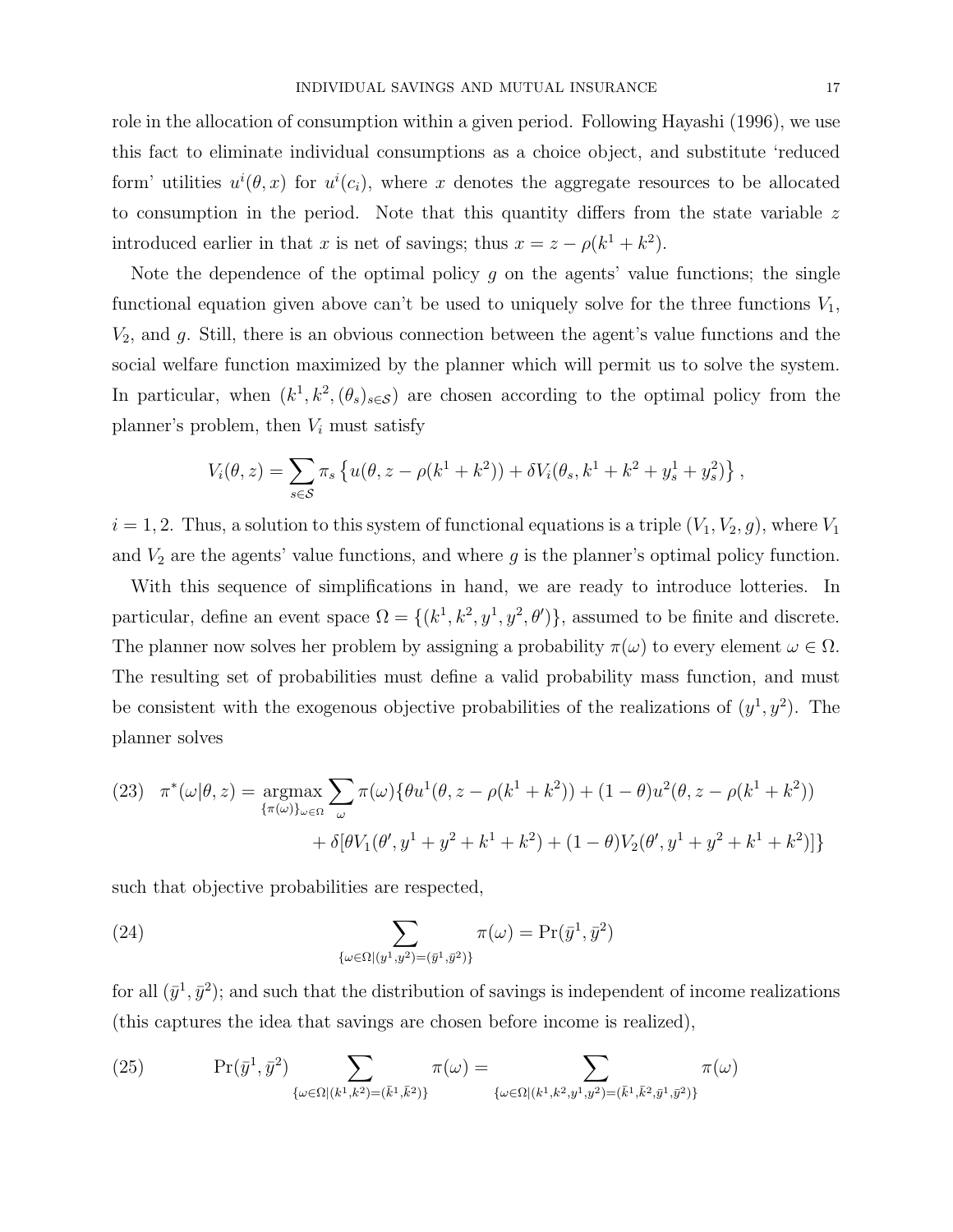role in the allocation of consumption within a given period. Following Hayashi (1996), we use this fact to eliminate individual consumptions as a choice object, and substitute 'reduced form' utilities $u^i(\theta, x)$ for $u^i(c_i)$, where $x$ denotes the aggregate resources to be allocated to consumption in the period. Note that this quantity differs from the state variable $z$ introduced earlier in that $x$ is net of savings; thus $x = z - \rho(k^1 + k^2)$.

Note the dependence of the optimal policy $g$ on the agents' value functions; the single functional equation given above can't be used to uniquely solve for the three functions $V_1$, $V_2$, and $g$. Still, there is an obvious connection between the agent's value functions and the social welfare function maximized by the planner which will permit us to solve the system. In particular, when $(k^1, k^2, (\theta_s)_{s\in\mathcal{S}})$ are chosen according to the optimal policy from the planner's problem, then $V_i$ must satisfy

$$V_i(\theta, z) = \sum_{s\in\mathcal{S}} \pi_s \left\{ u(\theta, z - \rho(k^1 + k^2)) + \delta V_i(\theta_s, k^1 + k^2 + y_s^1 + y_s^2) \right\},$$

$i = 1, 2$. Thus, a solution to this system of functional equations is a triple $(V_1, V_2, g)$, where $V_1$ and $V_2$ are the agents' value functions, and where $g$ is the planner's optimal policy function.

With this sequence of simplifications in hand, we are ready to introduce lotteries. In particular, define an event space $\Omega = \{(k^1, k^2, y^1, y^2, \theta')\}$, assumed to be finite and discrete. The planner now solves her problem by assigning a probability $\pi(\omega)$ to every element $\omega \in \Omega$. The resulting set of probabilities must define a valid probability mass function, and must be consistent with the exogenous objective probabilities of the realizations of $(y^1, y^2)$. The planner solves

$$\begin{aligned} (23) \quad \pi^*(\omega|\theta, z) = \underset{\{\pi(\omega)\}_{\omega\in\Omega}}{\operatorname{argmax}} \sum_{\omega} \pi(\omega)\{\theta u^1(\theta, z - \rho(k^1 + k^2)) + (1-\theta)u^2(\theta, z - \rho(k^1 + k^2)) \\ + \delta[\theta V_1(\theta', y^1 + y^2 + k^1 + k^2) + (1-\theta)V_2(\theta', y^1 + y^2 + k^1 + k^2)]\} \end{aligned}$$

such that objective probabilities are respected,

$$(24) \qquad \sum_{\{\omega\in\Omega|(y^1,y^2)=(\bar{y}^1,\bar{y}^2)\}} \pi(\omega) = \Pr(\bar{y}^1, \bar{y}^2)$$

for all $(\bar{y}^1, \bar{y}^2)$; and such that the distribution of savings is independent of income realizations (this captures the idea that savings are chosen before income is realized),

$$(25) \qquad \Pr(\bar{y}^1, \bar{y}^2) \sum_{\{\omega\in\Omega|(k^1,k^2)=(\bar{k}^1,\bar{k}^2)\}} \pi(\omega) = \sum_{\{\omega\in\Omega|(k^1,k^2,y^1,y^2)=(\bar{k}^1,\bar{k}^2,\bar{y}^1,\bar{y}^2)\}} \pi(\omega)$$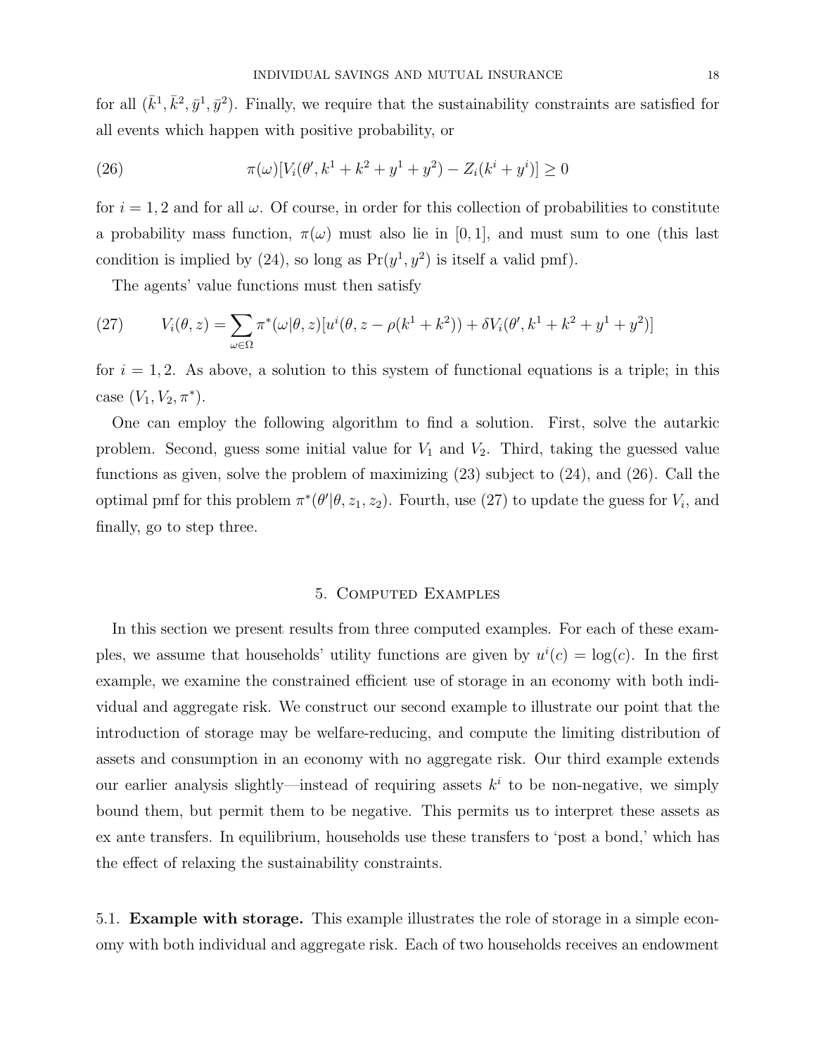for all $(\bar{k}^1, \bar{k}^2, \bar{y}^1, \bar{y}^2)$. Finally, we require that the sustainability constraints are satisfied for all events which happen with positive probability, or

$$\pi(\omega)[V_i(\theta', k^1 + k^2 + y^1 + y^2) - Z_i(k^i + y^i)] \geq 0 \tag{26}$$

for $i = 1, 2$ and for all $\omega$. Of course, in order for this collection of probabilities to constitute a probability mass function, $\pi(\omega)$ must also lie in $[0, 1]$, and must sum to one (this last condition is implied by (24), so long as $\Pr(y^1, y^2)$ is itself a valid pmf).

The agents' value functions must then satisfy

$$V_i(\theta, z) = \sum_{\omega \in \Omega} \pi^*(\omega|\theta, z)[u^i(\theta, z - \rho(k^1 + k^2)) + \delta V_i(\theta', k^1 + k^2 + y^1 + y^2)] \tag{27}$$

for $i = 1, 2$. As above, a solution to this system of functional equations is a triple; in this case $(V_1, V_2, \pi^*)$.

One can employ the following algorithm to find a solution. First, solve the autarkic problem. Second, guess some initial value for $V_1$ and $V_2$. Third, taking the guessed value functions as given, solve the problem of maximizing (23) subject to (24), and (26). Call the optimal pmf for this problem $\pi^*(\theta'|\theta, z_1, z_2)$. Fourth, use (27) to update the guess for $V_i$, and finally, go to step three.

## 5. Computed Examples

In this section we present results from three computed examples. For each of these examples, we assume that households' utility functions are given by $u^i(c) = \log(c)$. In the first example, we examine the constrained efficient use of storage in an economy with both individual and aggregate risk. We construct our second example to illustrate our point that the introduction of storage may be welfare-reducing, and compute the limiting distribution of assets and consumption in an economy with no aggregate risk. Our third example extends our earlier analysis slightly—instead of requiring assets $k^i$ to be non-negative, we simply bound them, but permit them to be negative. This permits us to interpret these assets as ex ante transfers. In equilibrium, households use these transfers to 'post a bond,' which has the effect of relaxing the sustainability constraints.

### 5.1. **Example with storage.**

This example illustrates the role of storage in a simple economy with both individual and aggregate risk. Each of two households receives an endowment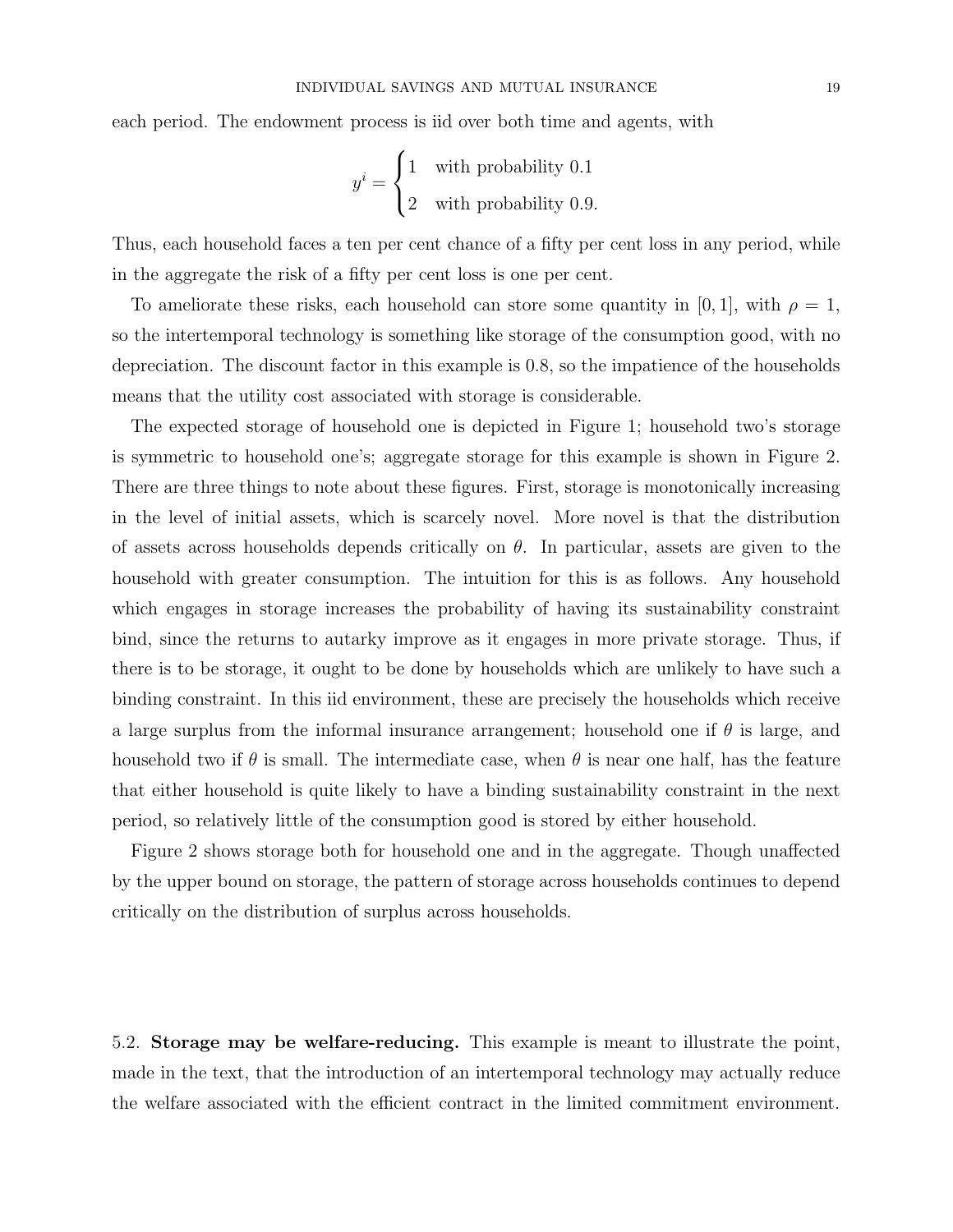each period. The endowment process is iid over both time and agents, with

$$y^i = \begin{cases} 1 & \text{with probability } 0.1 \\ 2 & \text{with probability } 0.9. \end{cases}$$

Thus, each household faces a ten per cent chance of a fifty per cent loss in any period, while in the aggregate the risk of a fifty per cent loss is one per cent.

To ameliorate these risks, each household can store some quantity in $[0, 1]$, with $\rho = 1$, so the intertemporal technology is something like storage of the consumption good, with no depreciation. The discount factor in this example is 0.8, so the impatience of the households means that the utility cost associated with storage is considerable.

The expected storage of household one is depicted in Figure 1; household two's storage is symmetric to household one's; aggregate storage for this example is shown in Figure 2. There are three things to note about these figures. First, storage is monotonically increasing in the level of initial assets, which is scarcely novel. More novel is that the distribution of assets across households depends critically on $\theta$. In particular, assets are given to the household with greater consumption. The intuition for this is as follows. Any household which engages in storage increases the probability of having its sustainability constraint bind, since the returns to autarky improve as it engages in more private storage. Thus, if there is to be storage, it ought to be done by households which are unlikely to have such a binding constraint. In this iid environment, these are precisely the households which receive a large surplus from the informal insurance arrangement; household one if $\theta$ is large, and household two if $\theta$ is small. The intermediate case, when $\theta$ is near one half, has the feature that either household is quite likely to have a binding sustainability constraint in the next period, so relatively little of the consumption good is stored by either household.

Figure 2 shows storage both for household one and in the aggregate. Though unaffected by the upper bound on storage, the pattern of storage across households continues to depend critically on the distribution of surplus across households.

5.2. **Storage may be welfare-reducing.** This example is meant to illustrate the point, made in the text, that the introduction of an intertemporal technology may actually reduce the welfare associated with the efficient contract in the limited commitment environment.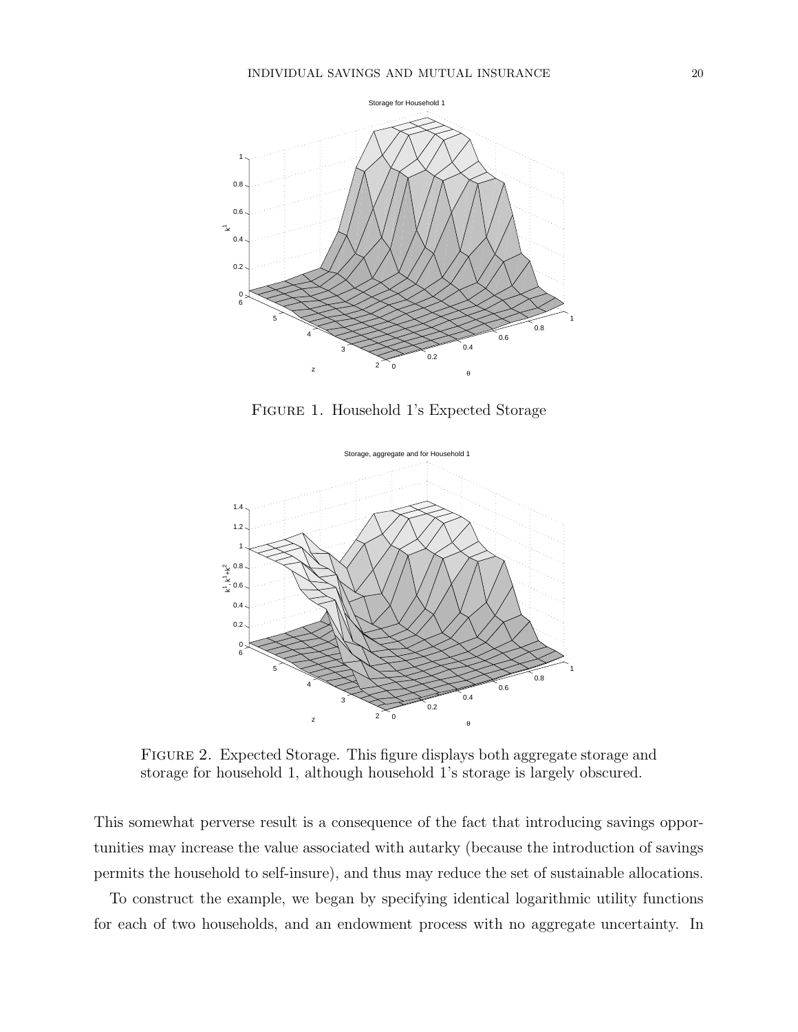Figure 1. Household 1's Expected Storage

Figure 2. Expected Storage. This figure displays both aggregate storage and storage for household 1, although household 1's storage is largely obscured.

This somewhat perverse result is a consequence of the fact that introducing savings opportunities may increase the value associated with autarky (because the introduction of savings permits the household to self-insure), and thus may reduce the set of sustainable allocations.

To construct the example, we began by specifying identical logarithmic utility functions for each of two households, and an endowment process with no aggregate uncertainty. In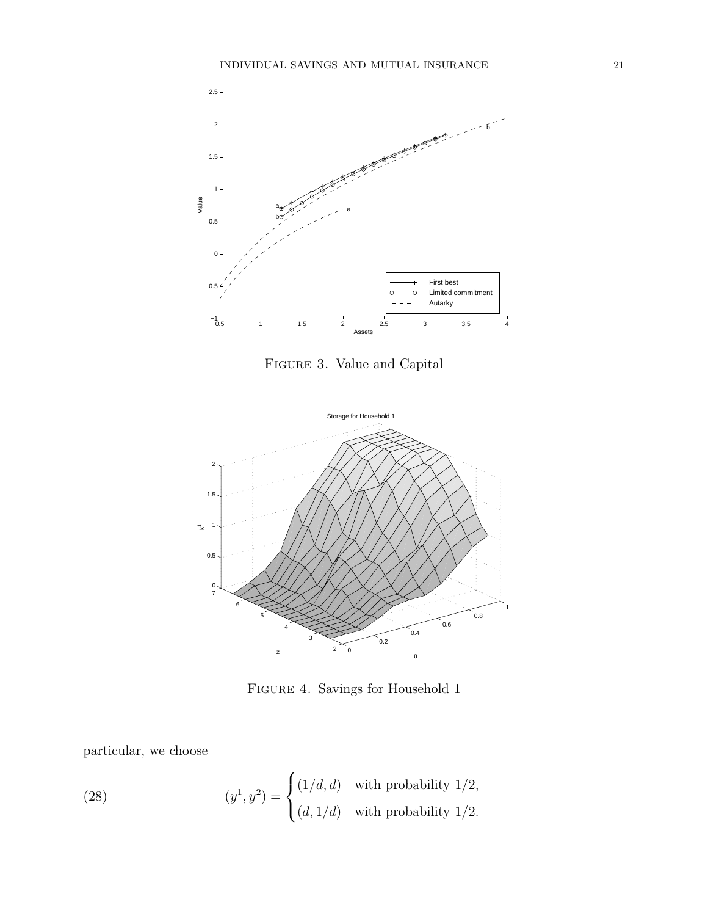FIGURE 3. Value and Capital

FIGURE 4. Savings for Household 1

particular, we choose

$$(y^1, y^2) = \begin{cases} (1/d, d) & \text{with probability } 1/2, \\ (d, 1/d) & \text{with probability } 1/2. \end{cases} \tag{28}$$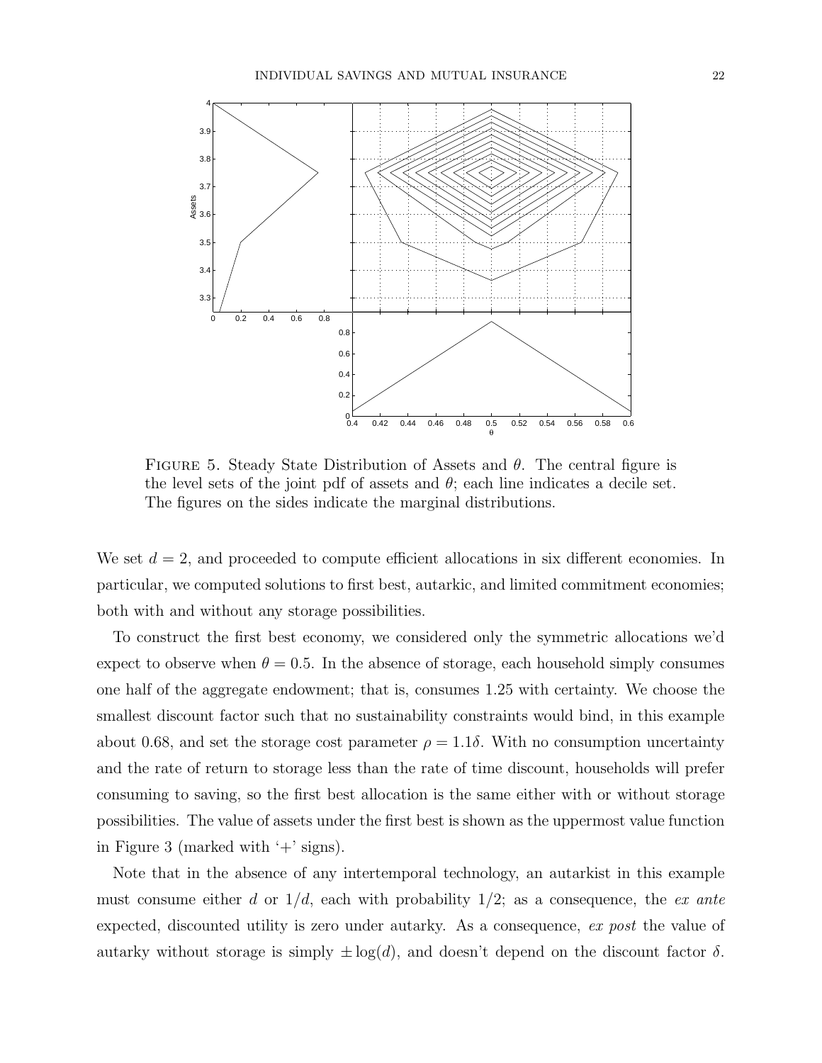FIGURE 5. Steady State Distribution of Assets and $\theta$. The central figure is the level sets of the joint pdf of assets and $\theta$; each line indicates a decile set. The figures on the sides indicate the marginal distributions.

We set $d = 2$, and proceeded to compute efficient allocations in six different economies. In particular, we computed solutions to first best, autarkic, and limited commitment economies; both with and without any storage possibilities.

To construct the first best economy, we considered only the symmetric allocations we'd expect to observe when $\theta = 0.5$. In the absence of storage, each household simply consumes one half of the aggregate endowment; that is, consumes 1.25 with certainty. We choose the smallest discount factor such that no sustainability constraints would bind, in this example about 0.68, and set the storage cost parameter $\rho = 1.1\delta$. With no consumption uncertainty and the rate of return to storage less than the rate of time discount, households will prefer consuming to saving, so the first best allocation is the same either with or without storage possibilities. The value of assets under the first best is shown as the uppermost value function in Figure 3 (marked with '+' signs).

Note that in the absence of any intertemporal technology, an autarkist in this example must consume either $d$ or $1/d$, each with probability 1/2; as a consequence, the *ex ante* expected, discounted utility is zero under autarky. As a consequence, *ex post* the value of autarky without storage is simply $\pm \log(d)$, and doesn't depend on the discount factor $\delta$.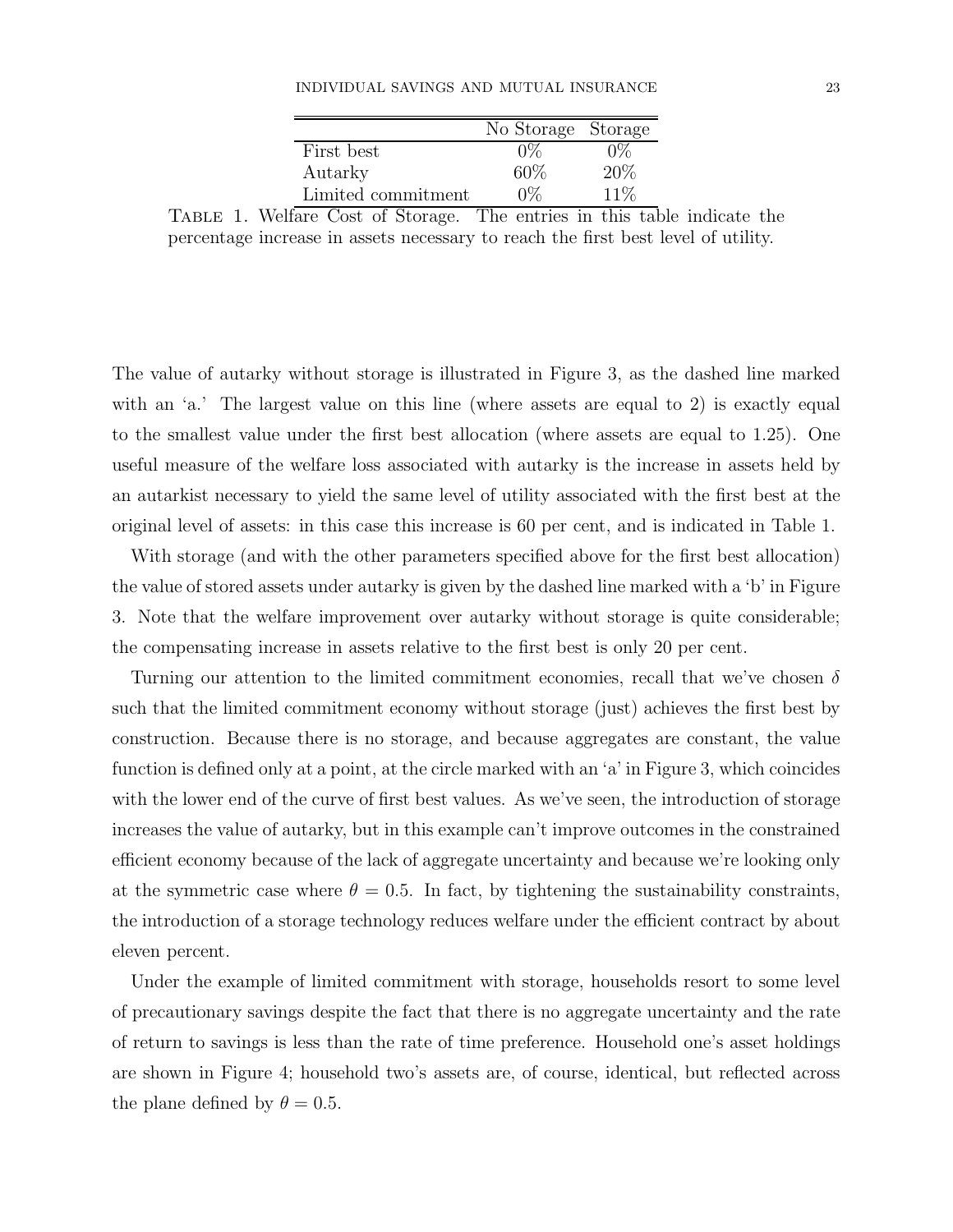| | No Storage | Storage |
|---|---|---|
| First best | 0% | 0% |
| Autarky | 60% | 20% |
| Limited commitment | 0% | 11% |

Table 1. Welfare Cost of Storage. The entries in this table indicate the percentage increase in assets necessary to reach the first best level of utility.

The value of autarky without storage is illustrated in Figure 3, as the dashed line marked with an 'a.' The largest value on this line (where assets are equal to 2) is exactly equal to the smallest value under the first best allocation (where assets are equal to 1.25). One useful measure of the welfare loss associated with autarky is the increase in assets held by an autarkist necessary to yield the same level of utility associated with the first best at the original level of assets: in this case this increase is 60 per cent, and is indicated in Table 1.

With storage (and with the other parameters specified above for the first best allocation) the value of stored assets under autarky is given by the dashed line marked with a 'b' in Figure 3. Note that the welfare improvement over autarky without storage is quite considerable; the compensating increase in assets relative to the first best is only 20 per cent.

Turning our attention to the limited commitment economies, recall that we've chosen $\delta$ such that the limited commitment economy without storage (just) achieves the first best by construction. Because there is no storage, and because aggregates are constant, the value function is defined only at a point, at the circle marked with an 'a' in Figure 3, which coincides with the lower end of the curve of first best values. As we've seen, the introduction of storage increases the value of autarky, but in this example can't improve outcomes in the constrained efficient economy because of the lack of aggregate uncertainty and because we're looking only at the symmetric case where $\theta = 0.5$. In fact, by tightening the sustainability constraints, the introduction of a storage technology reduces welfare under the efficient contract by about eleven percent.

Under the example of limited commitment with storage, households resort to some level of precautionary savings despite the fact that there is no aggregate uncertainty and the rate of return to savings is less than the rate of time preference. Household one's asset holdings are shown in Figure 4; household two's assets are, of course, identical, but reflected across the plane defined by $\theta = 0.5$.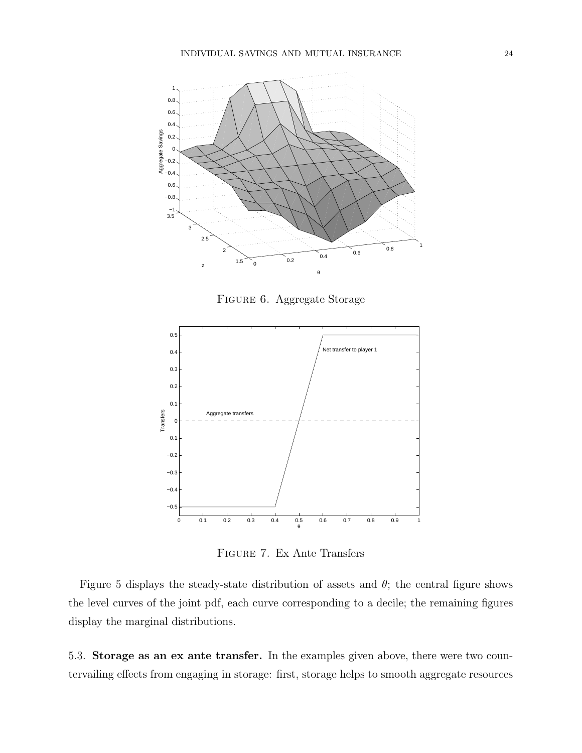FIGURE 6. Aggregate Storage

FIGURE 7. Ex Ante Transfers

Figure 5 displays the steady-state distribution of assets and $\theta$; the central figure shows the level curves of the joint pdf, each curve corresponding to a decile; the remaining figures display the marginal distributions.

5.3. **Storage as an ex ante transfer.** In the examples given above, there were two countervailing effects from engaging in storage: first, storage helps to smooth aggregate resources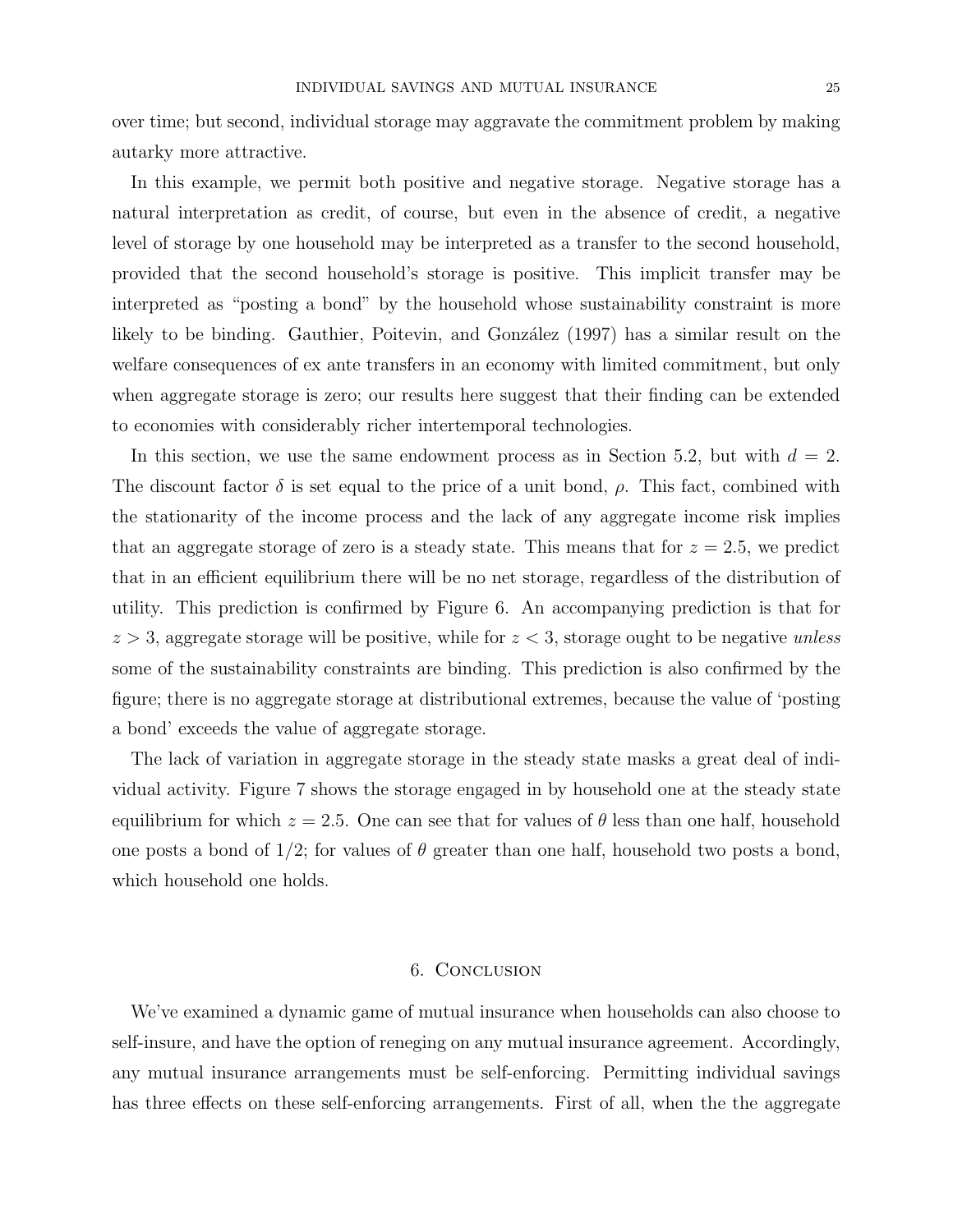over time; but second, individual storage may aggravate the commitment problem by making autarky more attractive.

In this example, we permit both positive and negative storage. Negative storage has a natural interpretation as credit, of course, but even in the absence of credit, a negative level of storage by one household may be interpreted as a transfer to the second household, provided that the second household's storage is positive. This implicit transfer may be interpreted as "posting a bond" by the household whose sustainability constraint is more likely to be binding. Gauthier, Poitevin, and González (1997) has a similar result on the welfare consequences of ex ante transfers in an economy with limited commitment, but only when aggregate storage is zero; our results here suggest that their finding can be extended to economies with considerably richer intertemporal technologies.

In this section, we use the same endowment process as in Section 5.2, but with $d = 2$. The discount factor $\delta$ is set equal to the price of a unit bond, $\rho$. This fact, combined with the stationarity of the income process and the lack of any aggregate income risk implies that an aggregate storage of zero is a steady state. This means that for $z = 2.5$, we predict that in an efficient equilibrium there will be no net storage, regardless of the distribution of utility. This prediction is confirmed by Figure 6. An accompanying prediction is that for $z > 3$, aggregate storage will be positive, while for $z < 3$, storage ought to be negative *unless* some of the sustainability constraints are binding. This prediction is also confirmed by the figure; there is no aggregate storage at distributional extremes, because the value of 'posting a bond' exceeds the value of aggregate storage.

The lack of variation in aggregate storage in the steady state masks a great deal of individual activity. Figure 7 shows the storage engaged in by household one at the steady state equilibrium for which $z = 2.5$. One can see that for values of $\theta$ less than one half, household one posts a bond of $1/2$; for values of $\theta$ greater than one half, household two posts a bond, which household one holds.

## 6. Conclusion

We've examined a dynamic game of mutual insurance when households can also choose to self-insure, and have the option of reneging on any mutual insurance agreement. Accordingly, any mutual insurance arrangements must be self-enforcing. Permitting individual savings has three effects on these self-enforcing arrangements. First of all, when the the aggregate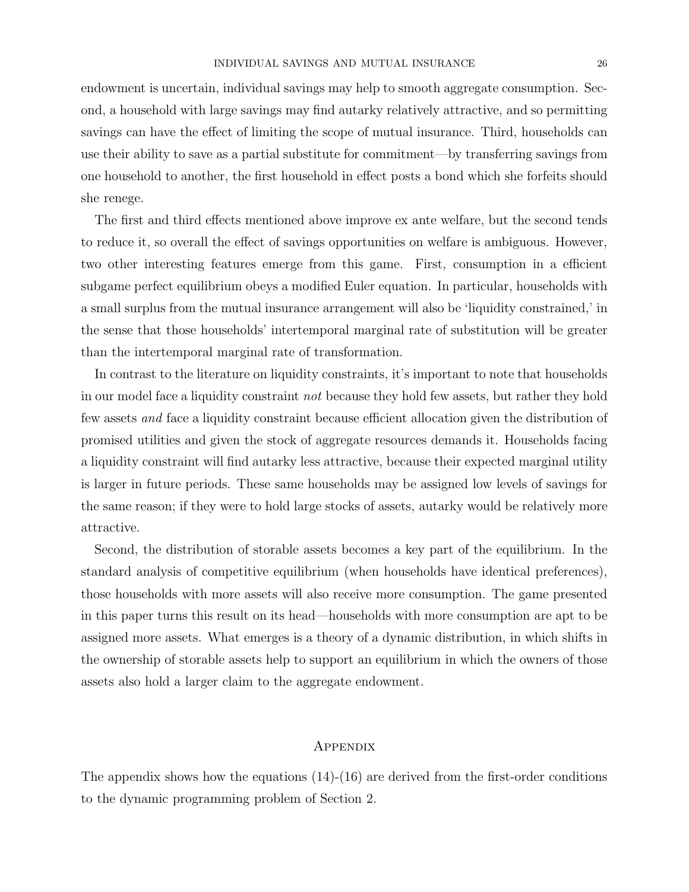endowment is uncertain, individual savings may help to smooth aggregate consumption. Second, a household with large savings may find autarky relatively attractive, and so permitting savings can have the effect of limiting the scope of mutual insurance. Third, households can use their ability to save as a partial substitute for commitment—by transferring savings from one household to another, the first household in effect posts a bond which she forfeits should she renege.

The first and third effects mentioned above improve ex ante welfare, but the second tends to reduce it, so overall the effect of savings opportunities on welfare is ambiguous. However, two other interesting features emerge from this game. First, consumption in a efficient subgame perfect equilibrium obeys a modified Euler equation. In particular, households with a small surplus from the mutual insurance arrangement will also be 'liquidity constrained,' in the sense that those households' intertemporal marginal rate of substitution will be greater than the intertemporal marginal rate of transformation.

In contrast to the literature on liquidity constraints, it's important to note that households in our model face a liquidity constraint *not* because they hold few assets, but rather they hold few assets *and* face a liquidity constraint because efficient allocation given the distribution of promised utilities and given the stock of aggregate resources demands it. Households facing a liquidity constraint will find autarky less attractive, because their expected marginal utility is larger in future periods. These same households may be assigned low levels of savings for the same reason; if they were to hold large stocks of assets, autarky would be relatively more attractive.

Second, the distribution of storable assets becomes a key part of the equilibrium. In the standard analysis of competitive equilibrium (when households have identical preferences), those households with more assets will also receive more consumption. The game presented in this paper turns this result on its head—households with more consumption are apt to be assigned more assets. What emerges is a theory of a dynamic distribution, in which shifts in the ownership of storable assets help to support an equilibrium in which the owners of those assets also hold a larger claim to the aggregate endowment.

## Appendix

The appendix shows how the equations (14)-(16) are derived from the first-order conditions to the dynamic programming problem of Section 2.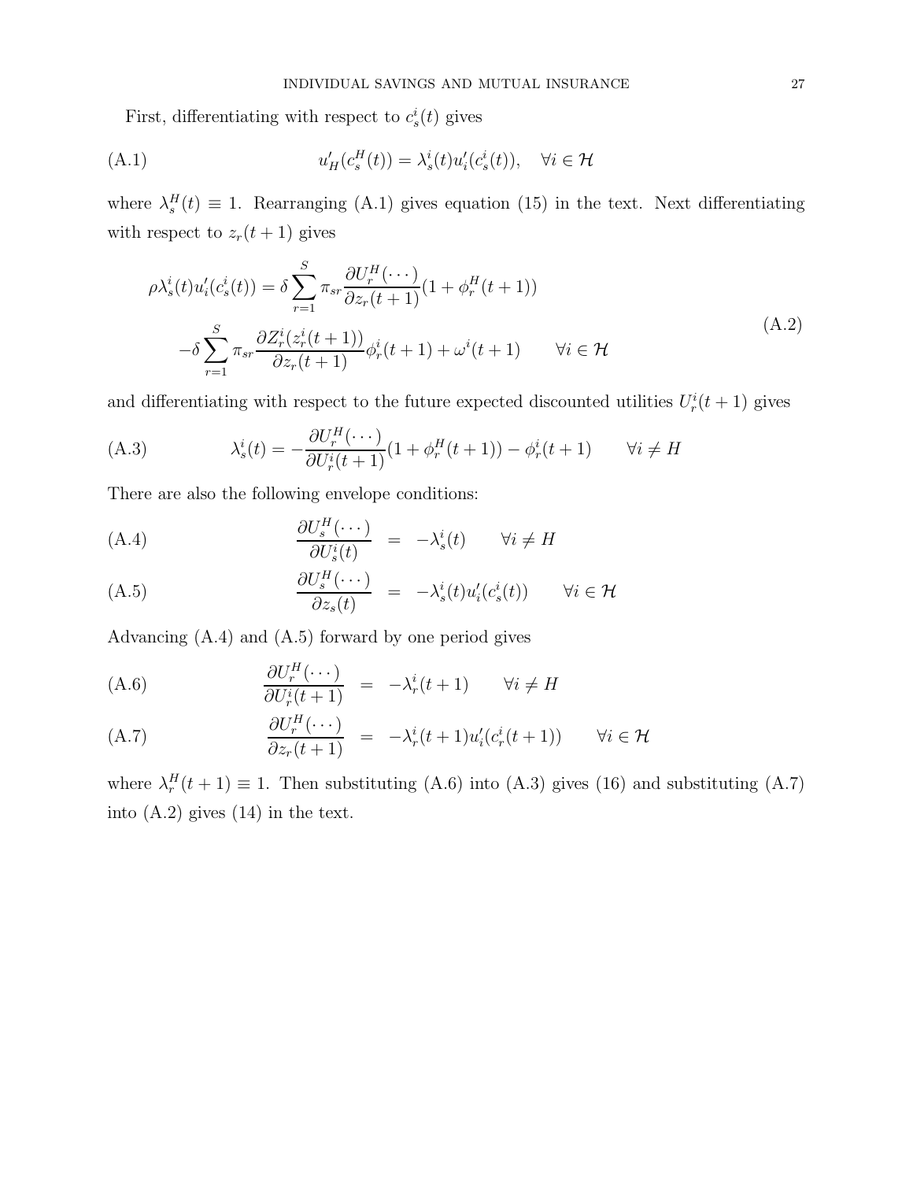First, differentiating with respect to $c_s^i(t)$ gives

$$
u'_H(c_s^H(t)) = \lambda_s^i(t) u'_i(c_s^i(t)), \quad \forall i \in \mathcal{H} \tag{A.1}
$$

where $\lambda_s^H(t) \equiv 1$. Rearranging (A.1) gives equation (15) in the text. Next differentiating with respect to $z_r(t+1)$ gives

$$
\begin{aligned}
\rho \lambda_s^i(t) u'_i(c_s^i(t)) &= \delta \sum_{r=1}^{S} \pi_{sr} \frac{\partial U_r^H(\cdots)}{\partial z_r(t+1)} (1 + \phi_r^H(t+1)) \\
&\quad - \delta \sum_{r=1}^{S} \pi_{sr} \frac{\partial Z_r^i(z_r^i(t+1))}{\partial z_r(t+1)} \phi_r^i(t+1) + \omega^i(t+1) \qquad \forall i \in \mathcal{H}
\end{aligned} \tag{A.2}
$$

and differentiating with respect to the future expected discounted utilities $U_r^i(t+1)$ gives

$$
\lambda_s^i(t) = -\frac{\partial U_r^H(\cdots)}{\partial U_r^i(t+1)} (1 + \phi_r^H(t+1)) - \phi_r^i(t+1) \qquad \forall i \neq H \tag{A.3}
$$

There are also the following envelope conditions:

$$
\frac{\partial U_s^H(\cdots)}{\partial U_s^i(t)} = -\lambda_s^i(t) \qquad \forall i \neq H \tag{A.4}
$$

$$
\frac{\partial U_s^H(\cdots)}{\partial z_s(t)} = -\lambda_s^i(t) u'_i(c_s^i(t)) \qquad \forall i \in \mathcal{H} \tag{A.5}
$$

Advancing (A.4) and (A.5) forward by one period gives

$$
\frac{\partial U_r^H(\cdots)}{\partial U_r^i(t+1)} = -\lambda_r^i(t+1) \qquad \forall i \neq H \tag{A.6}
$$

$$
\frac{\partial U_r^H(\cdots)}{\partial z_r(t+1)} = -\lambda_r^i(t+1) u'_i(c_r^i(t+1)) \qquad \forall i \in \mathcal{H} \tag{A.7}
$$

where $\lambda_r^H(t+1) \equiv 1$. Then substituting (A.6) into (A.3) gives (16) and substituting (A.7) into (A.2) gives (14) in the text.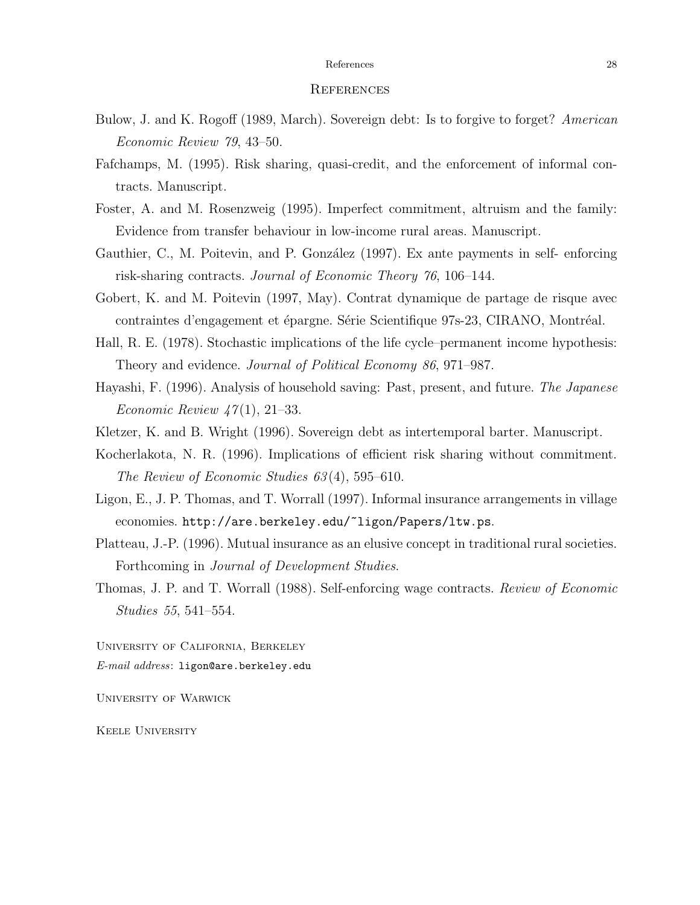## References

Bulow, J. and K. Rogoff (1989, March). Sovereign debt: Is to forgive to forget? *American Economic Review 79*, 43–50.

Fafchamps, M. (1995). Risk sharing, quasi-credit, and the enforcement of informal contracts. Manuscript.

Foster, A. and M. Rosenzweig (1995). Imperfect commitment, altruism and the family: Evidence from transfer behaviour in low-income rural areas. Manuscript.

Gauthier, C., M. Poitevin, and P. González (1997). Ex ante payments in self- enforcing risk-sharing contracts. *Journal of Economic Theory 76*, 106–144.

Gobert, K. and M. Poitevin (1997, May). Contrat dynamique de partage de risque avec contraintes d'engagement et épargne. Série Scientifique 97s-23, CIRANO, Montréal.

Hall, R. E. (1978). Stochastic implications of the life cycle–permanent income hypothesis: Theory and evidence. *Journal of Political Economy 86*, 971–987.

Hayashi, F. (1996). Analysis of household saving: Past, present, and future. *The Japanese Economic Review 47*(1), 21–33.

Kletzer, K. and B. Wright (1996). Sovereign debt as intertemporal barter. Manuscript.

Kocherlakota, N. R. (1996). Implications of efficient risk sharing without commitment. *The Review of Economic Studies 63*(4), 595–610.

Ligon, E., J. P. Thomas, and T. Worrall (1997). Informal insurance arrangements in village economies. `http://are.berkeley.edu/~ligon/Papers/ltw.ps`.

Platteau, J.-P. (1996). Mutual insurance as an elusive concept in traditional rural societies. Forthcoming in *Journal of Development Studies*.

Thomas, J. P. and T. Worrall (1988). Self-enforcing wage contracts. *Review of Economic Studies 55*, 541–554.

University of California, Berkeley
*E-mail address*: `ligon@are.berkeley.edu`

University of Warwick

Keele University